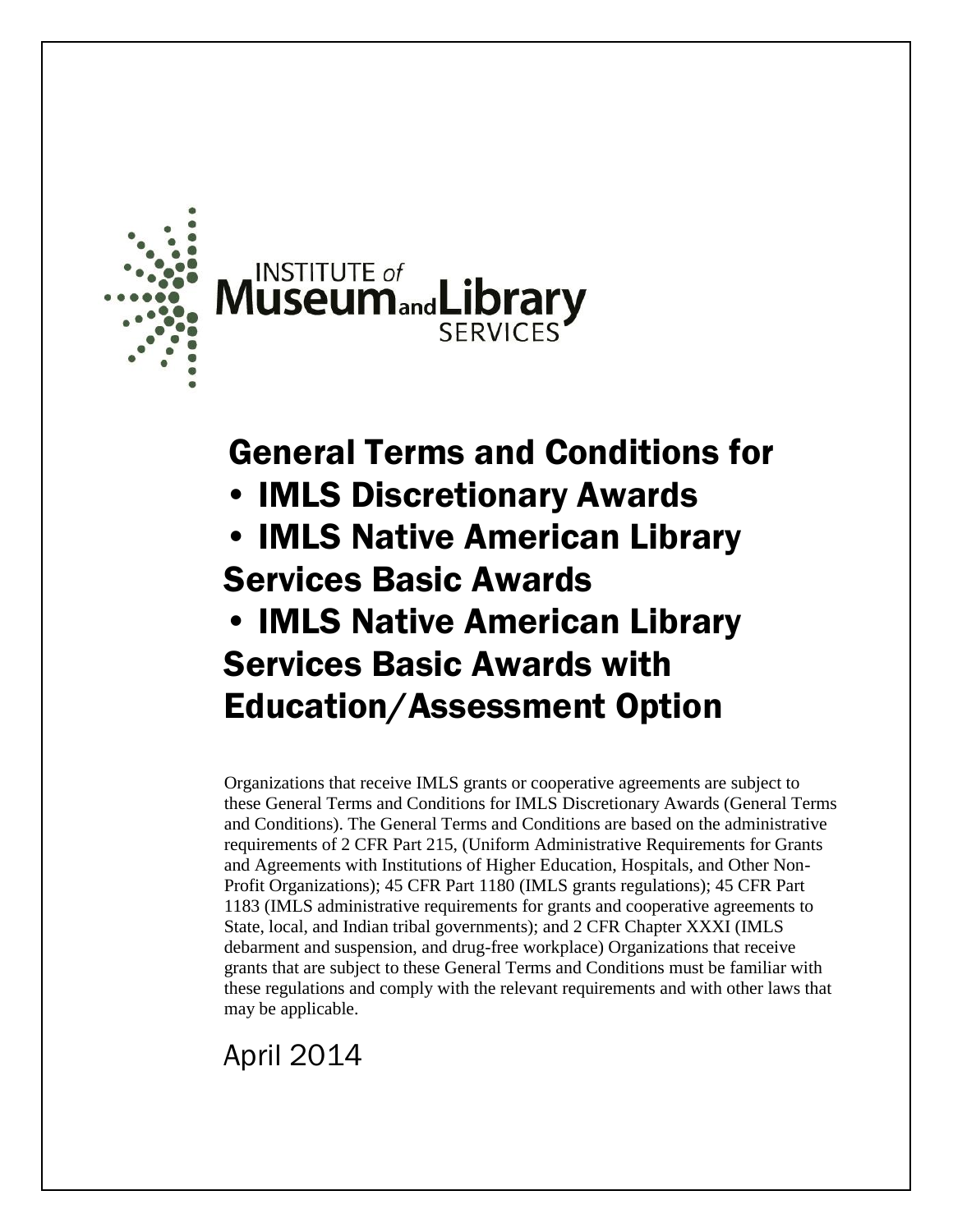INSTITUTE of Museum and Library SERVICES

# General Terms and Conditions for

- IMLS Discretionary Awards
- IMLS Native American Library Services Basic Awards
- IMLS Native American Library Services Basic Awards with Education/Assessment Option

Organizations that receive IMLS grants or cooperative agreements are subject to these General Terms and Conditions for IMLS Discretionary Awards (General Terms and Conditions). The General Terms and Conditions are based on the administrative requirements of 2 CFR Part 215, (Uniform Administrative Requirements for Grants and Agreements with Institutions of Higher Education, Hospitals, and Other Non-Profit Organizations); 45 CFR Part 1180 (IMLS grants regulations); 45 CFR Part 1183 (IMLS administrative requirements for grants and cooperative agreements to State, local, and Indian tribal governments); and 2 CFR Chapter XXXI (IMLS debarment and suspension, and drug-free workplace) Organizations that receive grants that are subject to these General Terms and Conditions must be familiar with these regulations and comply with the relevant requirements and with other laws that may be applicable.

April 2014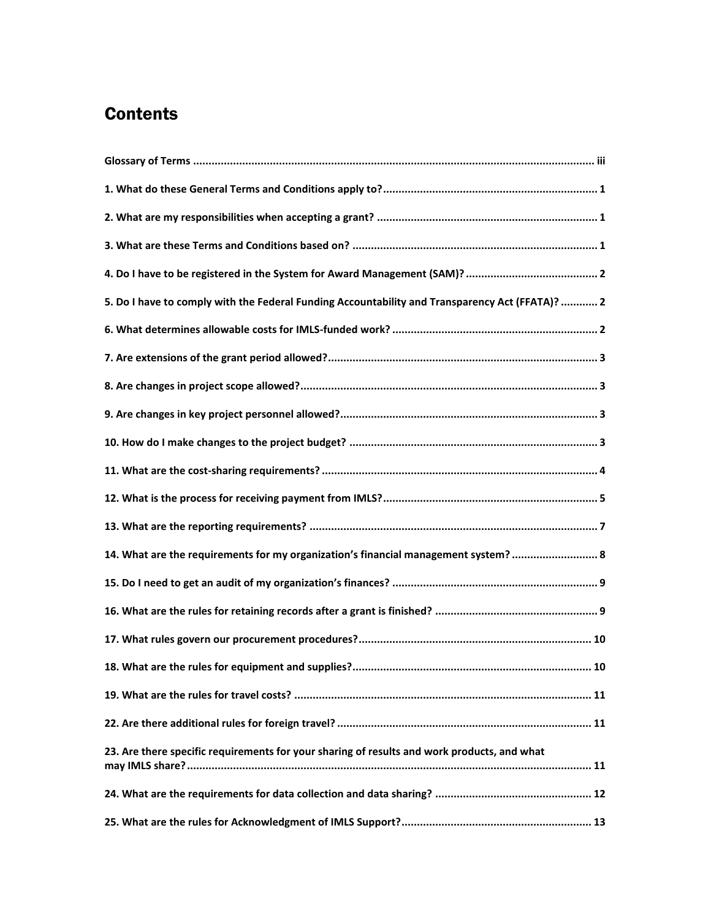# Contents

**Glossary of Terms** ..... iii

**1. What do these General Terms and Conditions apply to?** ..... 1

**2. What are my responsibilities when accepting a grant?** ..... 1

**3. What are these Terms and Conditions based on?** ..... 1

**4. Do I have to be registered in the System for Award Management (SAM)?** ..... 2

**5. Do I have to comply with the Federal Funding Accountability and Transparency Act (FFATA)?** ..... 2

**6. What determines allowable costs for IMLS-funded work?** ..... 2

**7. Are extensions of the grant period allowed?** ..... 3

**8. Are changes in project scope allowed?** ..... 3

**9. Are changes in key project personnel allowed?** ..... 3

**10. How do I make changes to the project budget?** ..... 3

**11. What are the cost-sharing requirements?** ..... 4

**12. What is the process for receiving payment from IMLS?** ..... 5

**13. What are the reporting requirements?** ..... 7

**14. What are the requirements for my organization's financial management system?** ..... 8

**15. Do I need to get an audit of my organization's finances?** ..... 9

**16. What are the rules for retaining records after a grant is finished?** ..... 9

**17. What rules govern our procurement procedures?** ..... 10

**18. What are the rules for equipment and supplies?** ..... 10

**19. What are the rules for travel costs?** ..... 11

**22. Are there additional rules for foreign travel?** ..... 11

**23. Are there specific requirements for your sharing of results and work products, and what may IMLS share?** ..... 11

**24. What are the requirements for data collection and data sharing?** ..... 12

**25. What are the rules for Acknowledgment of IMLS Support?** ..... 13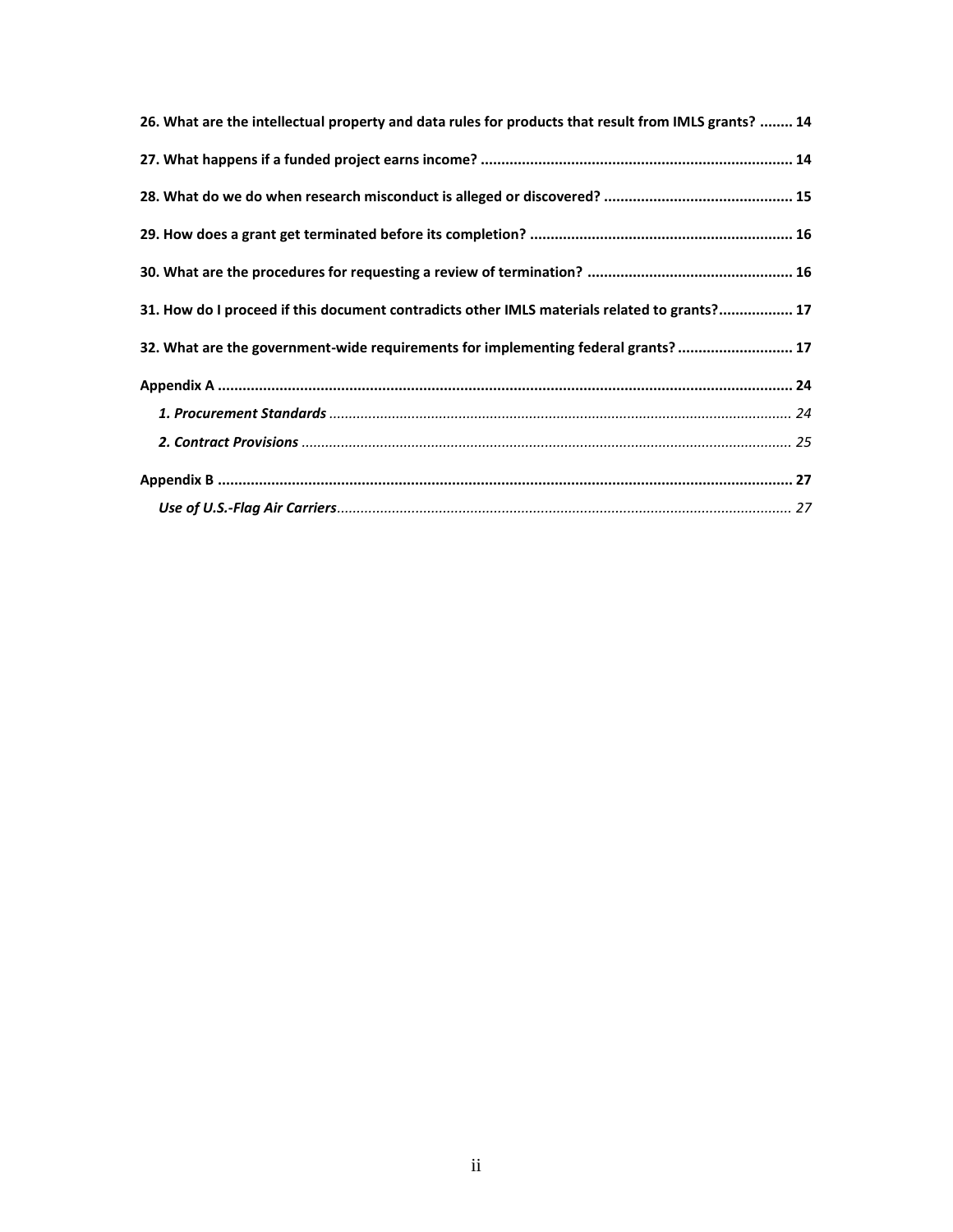**26. What are the intellectual property and data rules for products that result from IMLS grants? ........ 14**

**27. What happens if a funded project earns income? ........................................................................... 14**

**28. What do we do when research misconduct is alleged or discovered? ............................................. 15**

**29. How does a grant get terminated before its completion? ................................................................ 16**

**30. What are the procedures for requesting a review of termination? ................................................. 16**

**31. How do I proceed if this document contradicts other IMLS materials related to grants?.................. 17**

**32. What are the government-wide requirements for implementing federal grants? ............................ 17**

**Appendix A ........................................................................................................................................... 24**

*__1. Procurement Standards__ .................................................................................................................... 24*

*__2. Contract Provisions__ ........................................................................................................................... 25*

**Appendix B ........................................................................................................................................... 27**

*__Use of U.S.-Flag Air Carriers__.................................................................................................................. 27*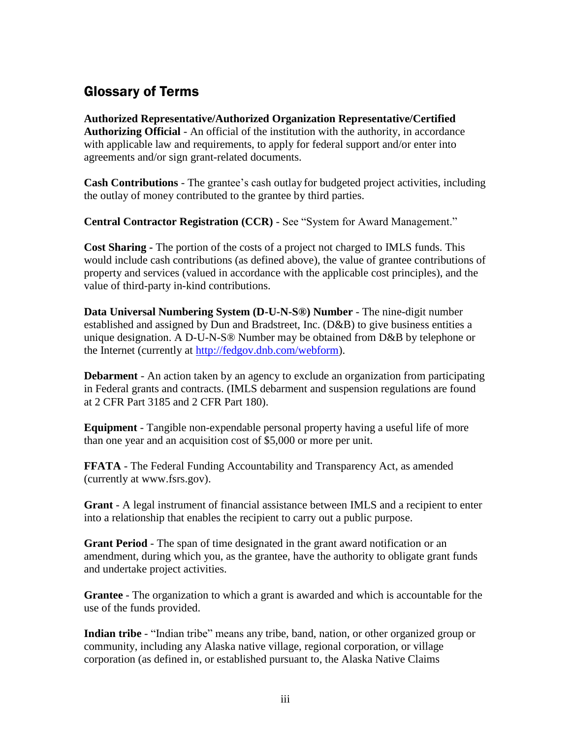## Glossary of Terms

**Authorized Representative/Authorized Organization Representative/Certified Authorizing Official** - An official of the institution with the authority, in accordance with applicable law and requirements, to apply for federal support and/or enter into agreements and/or sign grant-related documents.

**Cash Contributions** - The grantee's cash outlay for budgeted project activities, including the outlay of money contributed to the grantee by third parties.

**Central Contractor Registration (CCR)** - See "System for Award Management."

**Cost Sharing** - The portion of the costs of a project not charged to IMLS funds. This would include cash contributions (as defined above), the value of grantee contributions of property and services (valued in accordance with the applicable cost principles), and the value of third-party in-kind contributions.

**Data Universal Numbering System (D-U-N-S®) Number** - The nine-digit number established and assigned by Dun and Bradstreet, Inc. (D&B) to give business entities a unique designation. A D-U-N-S® Number may be obtained from D&B by telephone or the Internet (currently at [http://fedgov.dnb.com/webform](http://fedgov.dnb.com/webform)).

**Debarment** - An action taken by an agency to exclude an organization from participating in Federal grants and contracts. (IMLS debarment and suspension regulations are found at 2 CFR Part 3185 and 2 CFR Part 180).

**Equipment** - Tangible non-expendable personal property having a useful life of more than one year and an acquisition cost of $5,000 or more per unit.

**FFATA** - The Federal Funding Accountability and Transparency Act, as amended (currently at www.fsrs.gov).

**Grant** - A legal instrument of financial assistance between IMLS and a recipient to enter into a relationship that enables the recipient to carry out a public purpose.

**Grant Period** - The span of time designated in the grant award notification or an amendment, during which you, as the grantee, have the authority to obligate grant funds and undertake project activities.

**Grantee** - The organization to which a grant is awarded and which is accountable for the use of the funds provided.

**Indian tribe** - "Indian tribe" means any tribe, band, nation, or other organized group or community, including any Alaska native village, regional corporation, or village corporation (as defined in, or established pursuant to, the Alaska Native Claims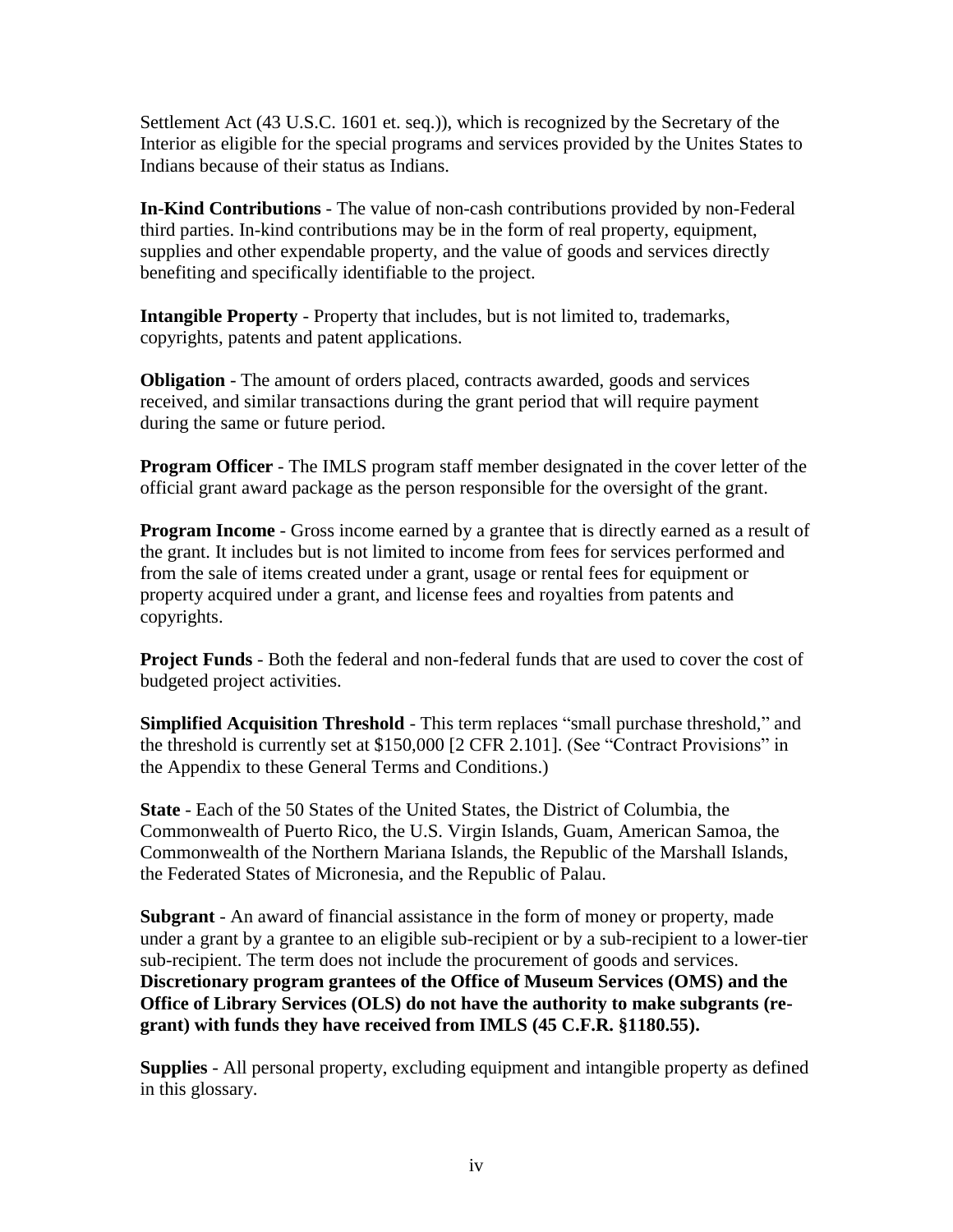Settlement Act (43 U.S.C. 1601 et. seq.)), which is recognized by the Secretary of the Interior as eligible for the special programs and services provided by the Unites States to Indians because of their status as Indians.

**In-Kind Contributions** - The value of non-cash contributions provided by non-Federal third parties. In-kind contributions may be in the form of real property, equipment, supplies and other expendable property, and the value of goods and services directly benefiting and specifically identifiable to the project.

**Intangible Property** - Property that includes, but is not limited to, trademarks, copyrights, patents and patent applications.

**Obligation** - The amount of orders placed, contracts awarded, goods and services received, and similar transactions during the grant period that will require payment during the same or future period.

**Program Officer** - The IMLS program staff member designated in the cover letter of the official grant award package as the person responsible for the oversight of the grant.

**Program Income** - Gross income earned by a grantee that is directly earned as a result of the grant. It includes but is not limited to income from fees for services performed and from the sale of items created under a grant, usage or rental fees for equipment or property acquired under a grant, and license fees and royalties from patents and copyrights.

**Project Funds** - Both the federal and non-federal funds that are used to cover the cost of budgeted project activities.

**Simplified Acquisition Threshold** - This term replaces "small purchase threshold," and the threshold is currently set at $150,000 [2 CFR 2.101]. (See "Contract Provisions" in the Appendix to these General Terms and Conditions.)

**State** - Each of the 50 States of the United States, the District of Columbia, the Commonwealth of Puerto Rico, the U.S. Virgin Islands, Guam, American Samoa, the Commonwealth of the Northern Mariana Islands, the Republic of the Marshall Islands, the Federated States of Micronesia, and the Republic of Palau.

**Subgrant** - An award of financial assistance in the form of money or property, made under a grant by a grantee to an eligible sub-recipient or by a sub-recipient to a lower-tier sub-recipient. The term does not include the procurement of goods and services. **Discretionary program grantees of the Office of Museum Services (OMS) and the Office of Library Services (OLS) do not have the authority to make subgrants (re-grant) with funds they have received from IMLS (45 C.F.R. §1180.55).**

**Supplies** - All personal property, excluding equipment and intangible property as defined in this glossary.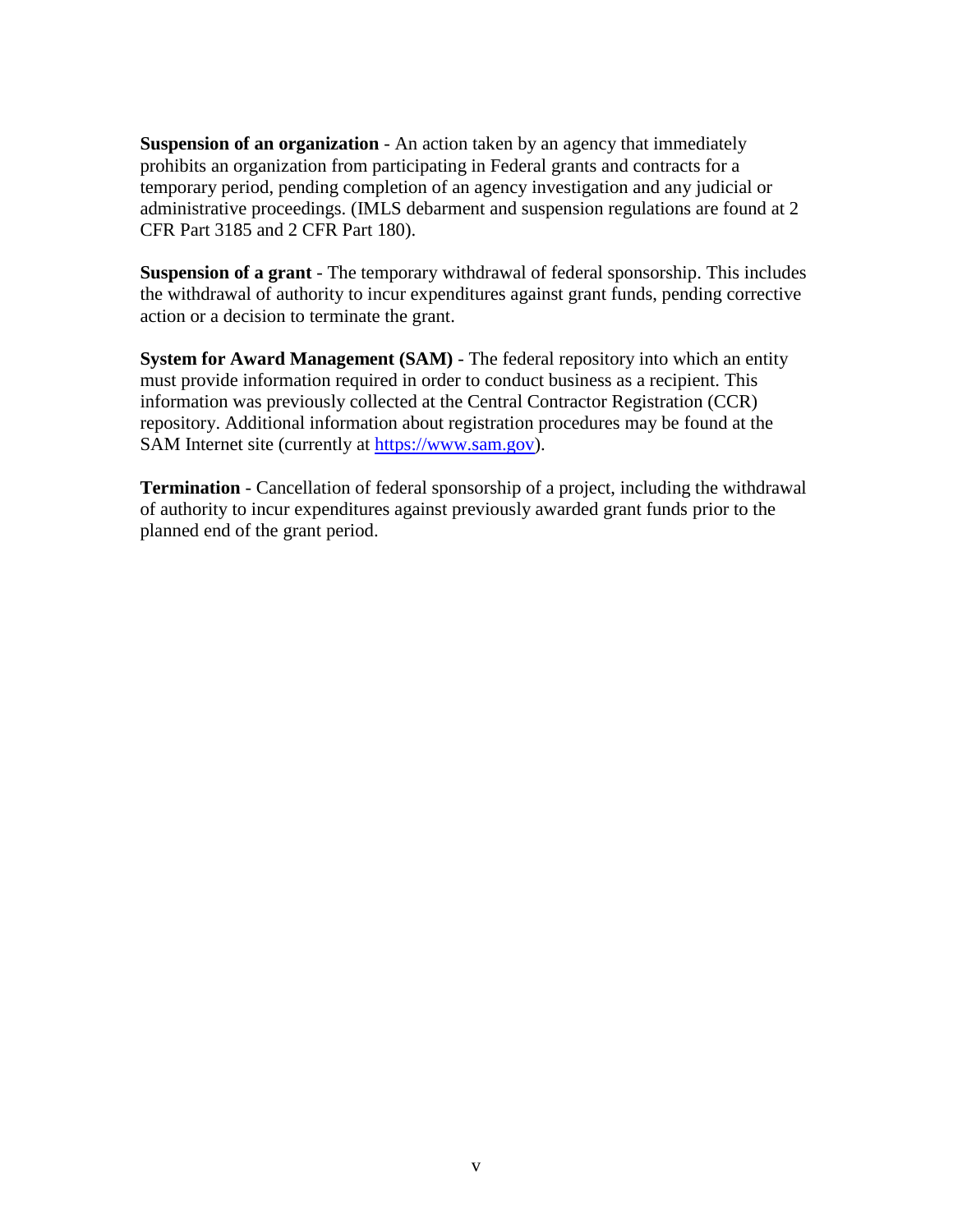**Suspension of an organization** - An action taken by an agency that immediately prohibits an organization from participating in Federal grants and contracts for a temporary period, pending completion of an agency investigation and any judicial or administrative proceedings. (IMLS debarment and suspension regulations are found at 2 CFR Part 3185 and 2 CFR Part 180).

**Suspension of a grant** - The temporary withdrawal of federal sponsorship. This includes the withdrawal of authority to incur expenditures against grant funds, pending corrective action or a decision to terminate the grant.

**System for Award Management (SAM)** - The federal repository into which an entity must provide information required in order to conduct business as a recipient. This information was previously collected at the Central Contractor Registration (CCR) repository. Additional information about registration procedures may be found at the SAM Internet site (currently at [https://www.sam.gov](https://www.sam.gov)).

**Termination** - Cancellation of federal sponsorship of a project, including the withdrawal of authority to incur expenditures against previously awarded grant funds prior to the planned end of the grant period.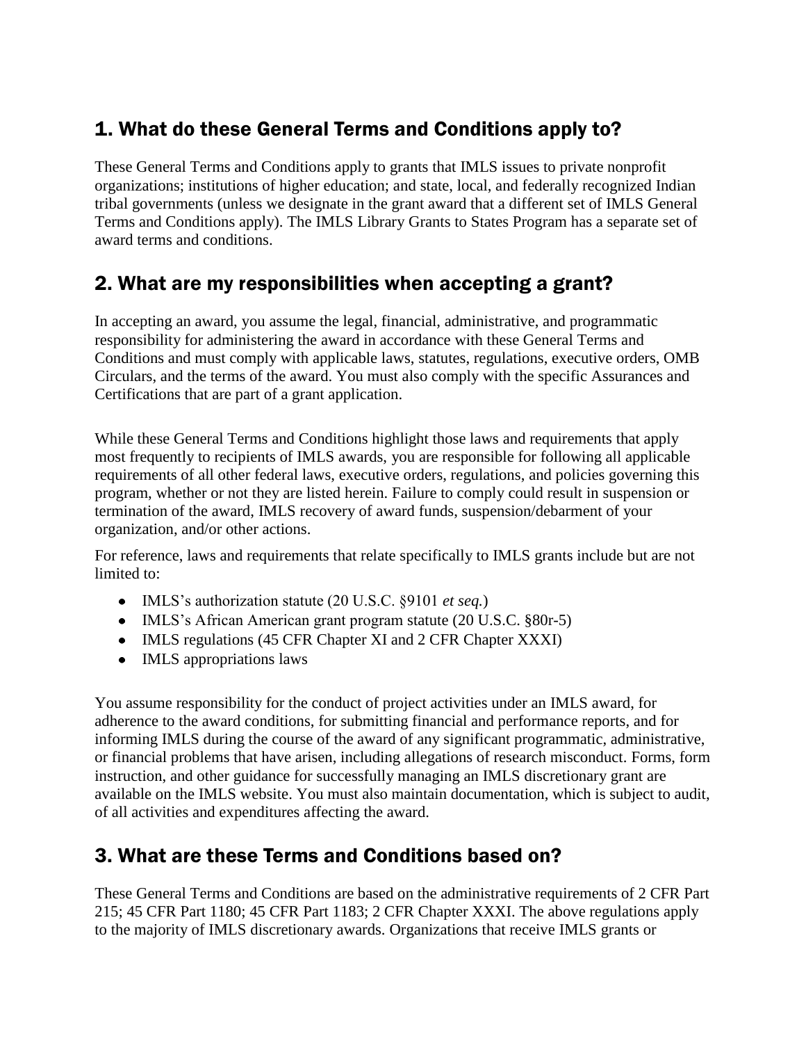## 1. What do these General Terms and Conditions apply to?

These General Terms and Conditions apply to grants that IMLS issues to private nonprofit organizations; institutions of higher education; and state, local, and federally recognized Indian tribal governments (unless we designate in the grant award that a different set of IMLS General Terms and Conditions apply). The IMLS Library Grants to States Program has a separate set of award terms and conditions.

## 2. What are my responsibilities when accepting a grant?

In accepting an award, you assume the legal, financial, administrative, and programmatic responsibility for administering the award in accordance with these General Terms and Conditions and must comply with applicable laws, statutes, regulations, executive orders, OMB Circulars, and the terms of the award. You must also comply with the specific Assurances and Certifications that are part of a grant application.

While these General Terms and Conditions highlight those laws and requirements that apply most frequently to recipients of IMLS awards, you are responsible for following all applicable requirements of all other federal laws, executive orders, regulations, and policies governing this program, whether or not they are listed herein. Failure to comply could result in suspension or termination of the award, IMLS recovery of award funds, suspension/debarment of your organization, and/or other actions.

For reference, laws and requirements that relate specifically to IMLS grants include but are not limited to:

- IMLS's authorization statute (20 U.S.C. §9101 *et seq.*)
- IMLS's African American grant program statute (20 U.S.C. §80r-5)
- IMLS regulations (45 CFR Chapter XI and 2 CFR Chapter XXXI)
- IMLS appropriations laws

You assume responsibility for the conduct of project activities under an IMLS award, for adherence to the award conditions, for submitting financial and performance reports, and for informing IMLS during the course of the award of any significant programmatic, administrative, or financial problems that have arisen, including allegations of research misconduct. Forms, form instruction, and other guidance for successfully managing an IMLS discretionary grant are available on the IMLS website. You must also maintain documentation, which is subject to audit, of all activities and expenditures affecting the award.

## 3. What are these Terms and Conditions based on?

These General Terms and Conditions are based on the administrative requirements of 2 CFR Part 215; 45 CFR Part 1180; 45 CFR Part 1183; 2 CFR Chapter XXXI. The above regulations apply to the majority of IMLS discretionary awards. Organizations that receive IMLS grants or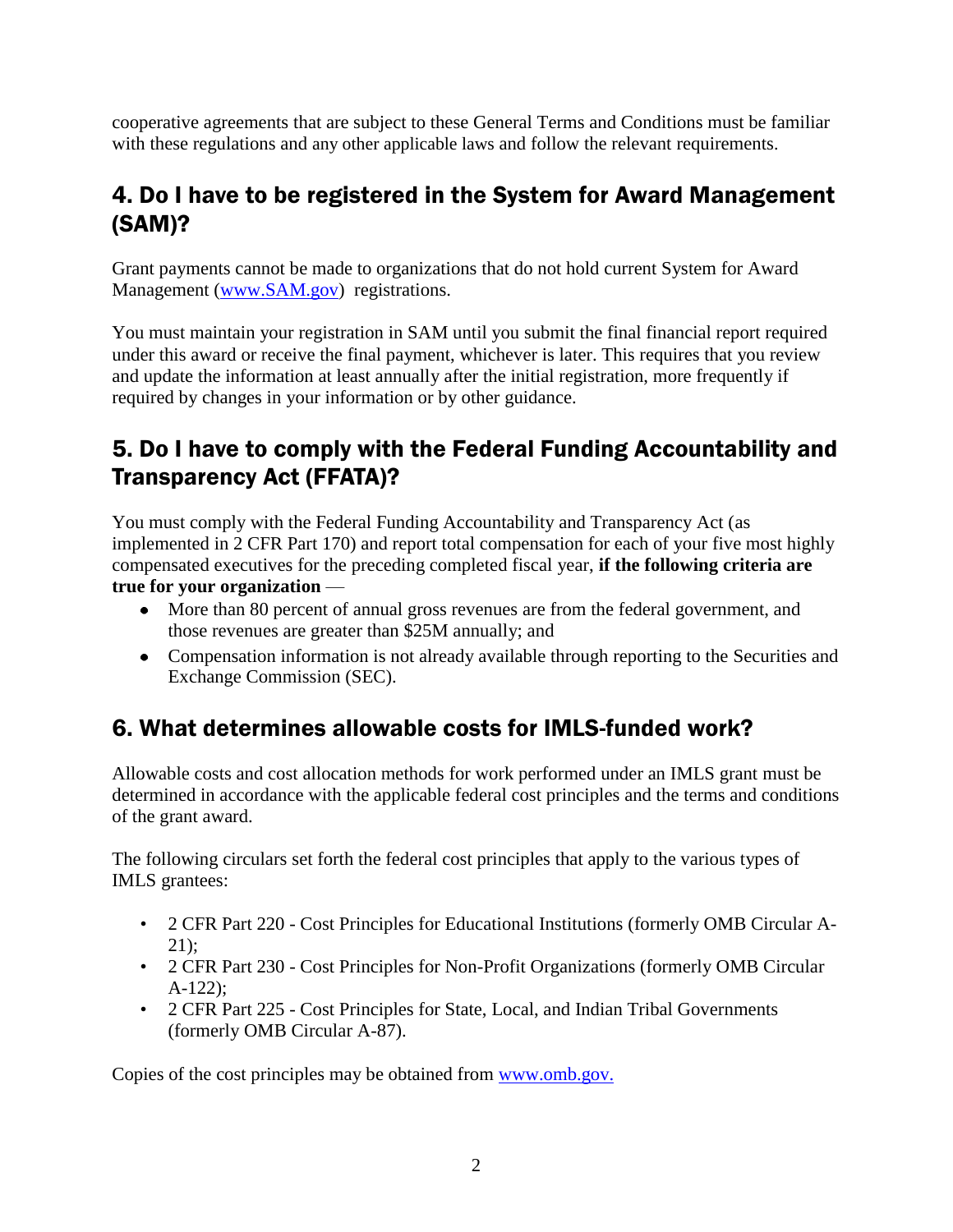cooperative agreements that are subject to these General Terms and Conditions must be familiar with these regulations and any other applicable laws and follow the relevant requirements.

## 4. Do I have to be registered in the System for Award Management (SAM)?

Grant payments cannot be made to organizations that do not hold current System for Award Management ([www.SAM.gov](http://www.SAM.gov)) registrations.

You must maintain your registration in SAM until you submit the final financial report required under this award or receive the final payment, whichever is later. This requires that you review and update the information at least annually after the initial registration, more frequently if required by changes in your information or by other guidance.

## 5. Do I have to comply with the Federal Funding Accountability and Transparency Act (FFATA)?

You must comply with the Federal Funding Accountability and Transparency Act (as implemented in 2 CFR Part 170) and report total compensation for each of your five most highly compensated executives for the preceding completed fiscal year, **if the following criteria are true for your organization** —

- More than 80 percent of annual gross revenues are from the federal government, and those revenues are greater than $25M annually; and
- Compensation information is not already available through reporting to the Securities and Exchange Commission (SEC).

## 6. What determines allowable costs for IMLS-funded work?

Allowable costs and cost allocation methods for work performed under an IMLS grant must be determined in accordance with the applicable federal cost principles and the terms and conditions of the grant award.

The following circulars set forth the federal cost principles that apply to the various types of IMLS grantees:

- 2 CFR Part 220 - Cost Principles for Educational Institutions (formerly OMB Circular A-21);
- 2 CFR Part 230 - Cost Principles for Non-Profit Organizations (formerly OMB Circular A-122);
- 2 CFR Part 225 - Cost Principles for State, Local, and Indian Tribal Governments (formerly OMB Circular A-87).

Copies of the cost principles may be obtained from [www.omb.gov.](http://www.omb.gov)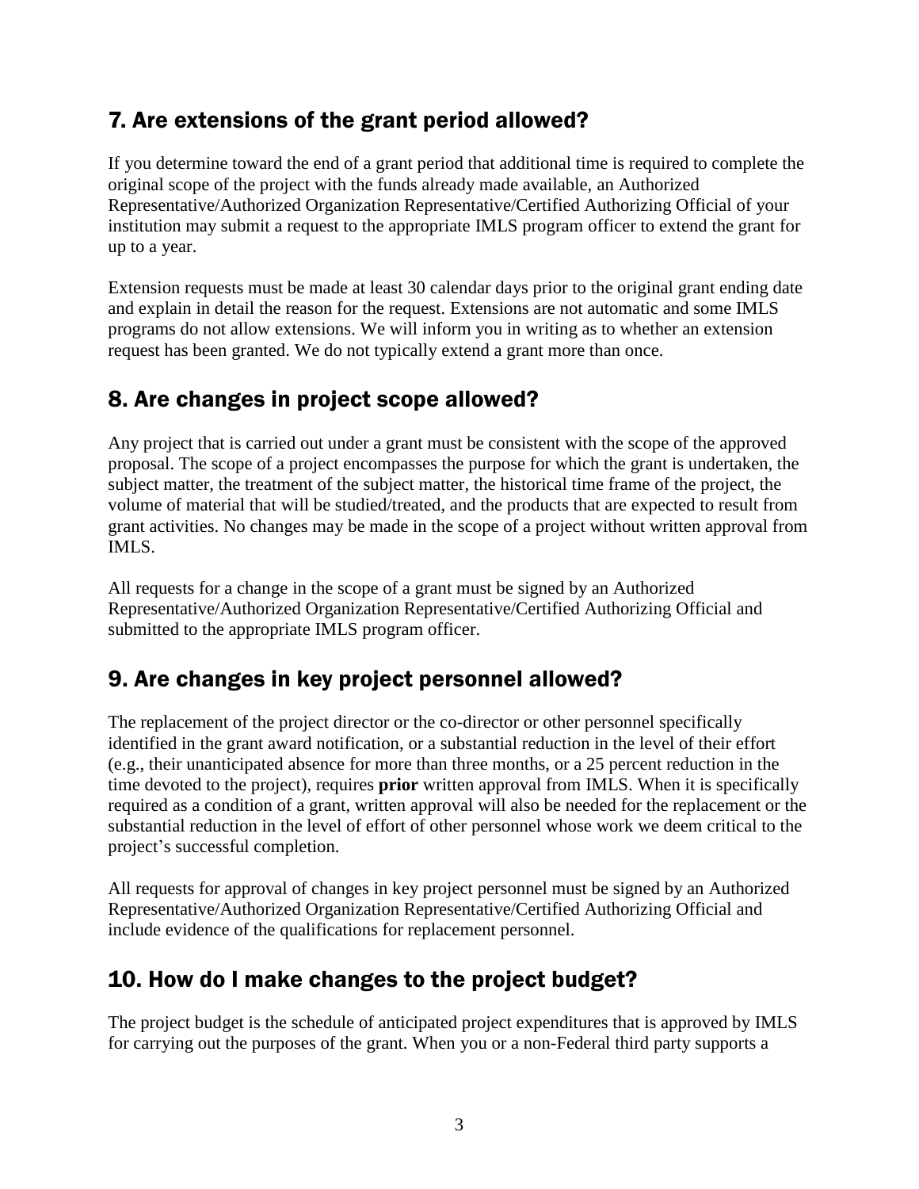## 7. Are extensions of the grant period allowed?

If you determine toward the end of a grant period that additional time is required to complete the original scope of the project with the funds already made available, an Authorized Representative/Authorized Organization Representative/Certified Authorizing Official of your institution may submit a request to the appropriate IMLS program officer to extend the grant for up to a year.

Extension requests must be made at least 30 calendar days prior to the original grant ending date and explain in detail the reason for the request. Extensions are not automatic and some IMLS programs do not allow extensions. We will inform you in writing as to whether an extension request has been granted. We do not typically extend a grant more than once.

## 8. Are changes in project scope allowed?

Any project that is carried out under a grant must be consistent with the scope of the approved proposal. The scope of a project encompasses the purpose for which the grant is undertaken, the subject matter, the treatment of the subject matter, the historical time frame of the project, the volume of material that will be studied/treated, and the products that are expected to result from grant activities. No changes may be made in the scope of a project without written approval from IMLS.

All requests for a change in the scope of a grant must be signed by an Authorized Representative/Authorized Organization Representative/Certified Authorizing Official and submitted to the appropriate IMLS program officer.

## 9. Are changes in key project personnel allowed?

The replacement of the project director or the co-director or other personnel specifically identified in the grant award notification, or a substantial reduction in the level of their effort (e.g., their unanticipated absence for more than three months, or a 25 percent reduction in the time devoted to the project), requires **prior** written approval from IMLS. When it is specifically required as a condition of a grant, written approval will also be needed for the replacement or the substantial reduction in the level of effort of other personnel whose work we deem critical to the project's successful completion.

All requests for approval of changes in key project personnel must be signed by an Authorized Representative/Authorized Organization Representative/Certified Authorizing Official and include evidence of the qualifications for replacement personnel.

## 10. How do I make changes to the project budget?

The project budget is the schedule of anticipated project expenditures that is approved by IMLS for carrying out the purposes of the grant. When you or a non-Federal third party supports a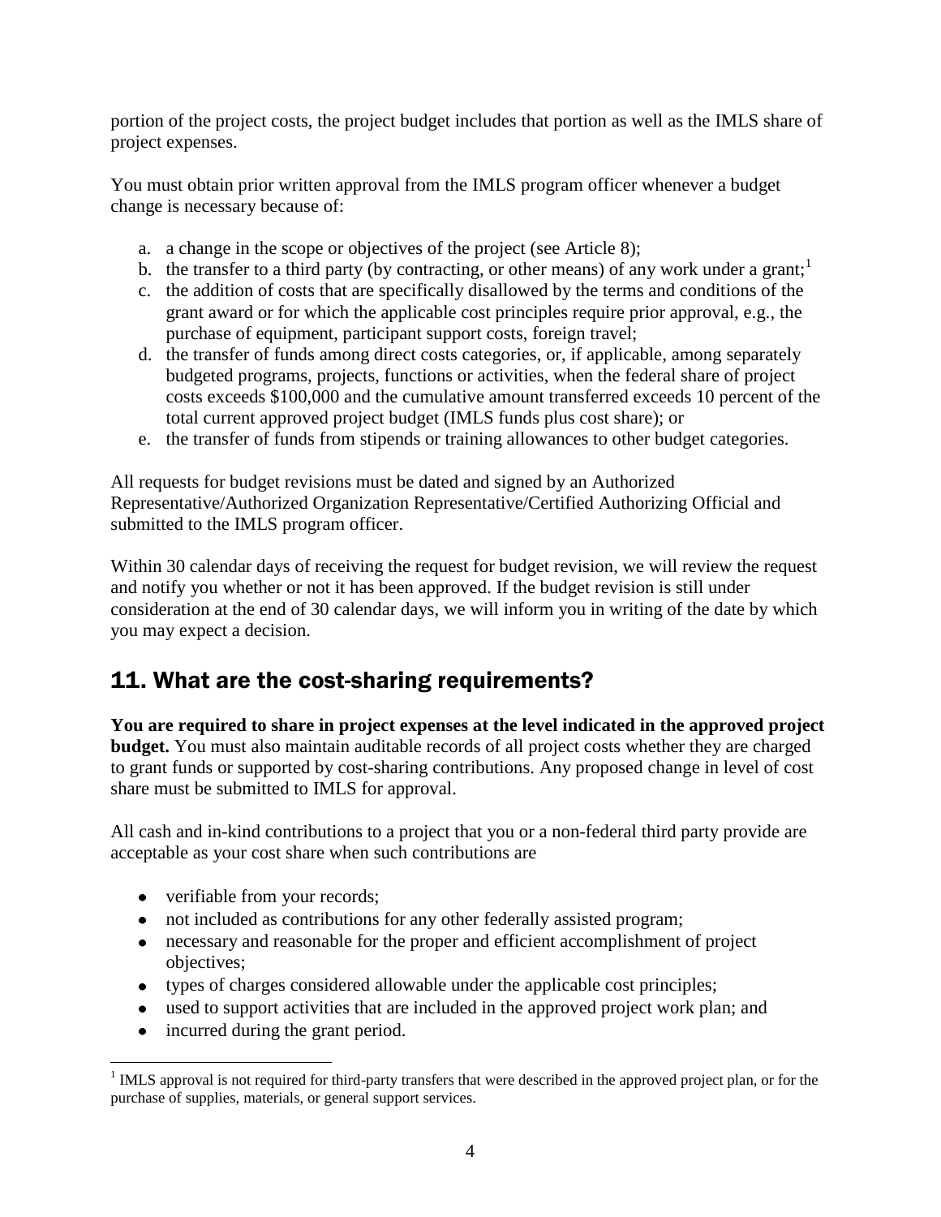portion of the project costs, the project budget includes that portion as well as the IMLS share of project expenses.

You must obtain prior written approval from the IMLS program officer whenever a budget change is necessary because of:

a. a change in the scope or objectives of the project (see Article 8);
b. the transfer to a third party (by contracting, or other means) of any work under a grant;[1]
c. the addition of costs that are specifically disallowed by the terms and conditions of the grant award or for which the applicable cost principles require prior approval, e.g., the purchase of equipment, participant support costs, foreign travel;
d. the transfer of funds among direct costs categories, or, if applicable, among separately budgeted programs, projects, functions or activities, when the federal share of project costs exceeds $100,000 and the cumulative amount transferred exceeds 10 percent of the total current approved project budget (IMLS funds plus cost share); or
e. the transfer of funds from stipends or training allowances to other budget categories.

All requests for budget revisions must be dated and signed by an Authorized Representative/Authorized Organization Representative/Certified Authorizing Official and submitted to the IMLS program officer.

Within 30 calendar days of receiving the request for budget revision, we will review the request and notify you whether or not it has been approved. If the budget revision is still under consideration at the end of 30 calendar days, we will inform you in writing of the date by which you may expect a decision.

## 11. What are the cost-sharing requirements?

**You are required to share in project expenses at the level indicated in the approved project budget.** You must also maintain auditable records of all project costs whether they are charged to grant funds or supported by cost-sharing contributions. Any proposed change in level of cost share must be submitted to IMLS for approval.

All cash and in-kind contributions to a project that you or a non-federal third party provide are acceptable as your cost share when such contributions are

- verifiable from your records;
- not included as contributions for any other federally assisted program;
- necessary and reasonable for the proper and efficient accomplishment of project objectives;
- types of charges considered allowable under the applicable cost principles;
- used to support activities that are included in the approved project work plan; and
- incurred during the grant period.

[1] IMLS approval is not required for third-party transfers that were described in the approved project plan, or for the purchase of supplies, materials, or general support services.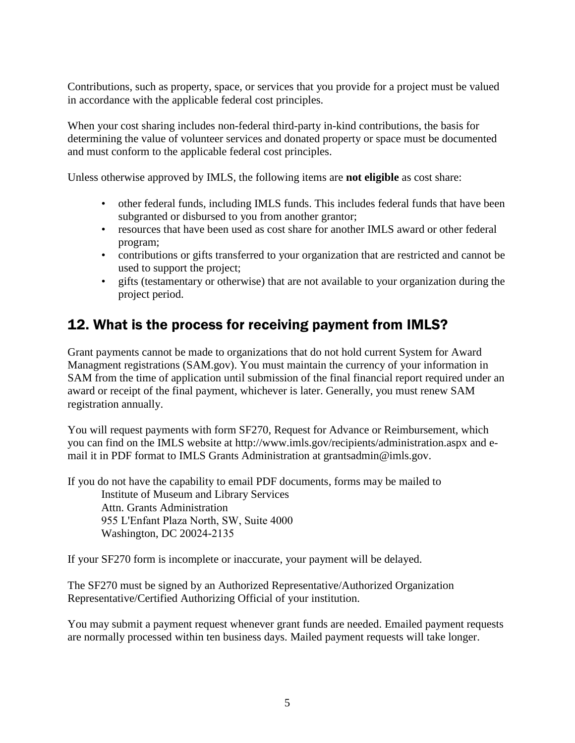Contributions, such as property, space, or services that you provide for a project must be valued in accordance with the applicable federal cost principles.

When your cost sharing includes non-federal third-party in-kind contributions, the basis for determining the value of volunteer services and donated property or space must be documented and must conform to the applicable federal cost principles.

Unless otherwise approved by IMLS, the following items are **not eligible** as cost share:

- other federal funds, including IMLS funds. This includes federal funds that have been subgranted or disbursed to you from another grantor;
- resources that have been used as cost share for another IMLS award or other federal program;
- contributions or gifts transferred to your organization that are restricted and cannot be used to support the project;
- gifts (testamentary or otherwise) that are not available to your organization during the project period.

## 12. What is the process for receiving payment from IMLS?

Grant payments cannot be made to organizations that do not hold current System for Award Managment registrations (SAM.gov). You must maintain the currency of your information in SAM from the time of application until submission of the final financial report required under an award or receipt of the final payment, whichever is later. Generally, you must renew SAM registration annually.

You will request payments with form SF270, Request for Advance or Reimbursement, which you can find on the IMLS website at http://www.imls.gov/recipients/administration.aspx and e-mail it in PDF format to IMLS Grants Administration at grantsadmin@imls.gov.

If you do not have the capability to email PDF documents, forms may be mailed to

Institute of Museum and Library Services  
Attn. Grants Administration  
955 L'Enfant Plaza North, SW, Suite 4000  
Washington, DC 20024-2135

If your SF270 form is incomplete or inaccurate, your payment will be delayed.

The SF270 must be signed by an Authorized Representative/Authorized Organization Representative/Certified Authorizing Official of your institution.

You may submit a payment request whenever grant funds are needed. Emailed payment requests are normally processed within ten business days. Mailed payment requests will take longer.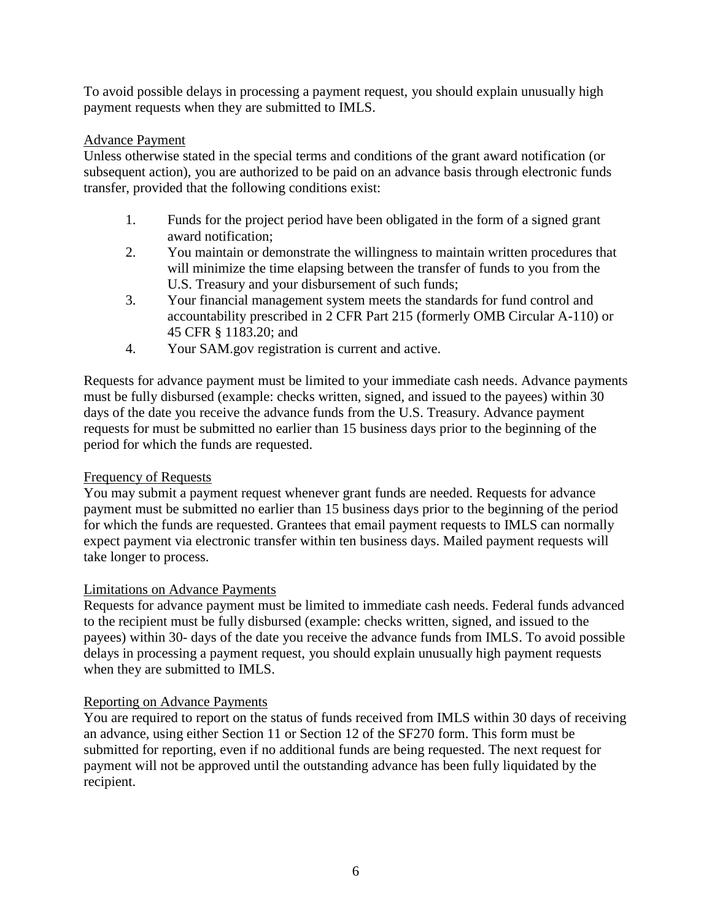To avoid possible delays in processing a payment request, you should explain unusually high payment requests when they are submitted to IMLS.

Advance Payment

Unless otherwise stated in the special terms and conditions of the grant award notification (or subsequent action), you are authorized to be paid on an advance basis through electronic funds transfer, provided that the following conditions exist:

1. Funds for the project period have been obligated in the form of a signed grant award notification;
2. You maintain or demonstrate the willingness to maintain written procedures that will minimize the time elapsing between the transfer of funds to you from the U.S. Treasury and your disbursement of such funds;
3. Your financial management system meets the standards for fund control and accountability prescribed in 2 CFR Part 215 (formerly OMB Circular A-110) or 45 CFR § 1183.20; and
4. Your SAM.gov registration is current and active.

Requests for advance payment must be limited to your immediate cash needs. Advance payments must be fully disbursed (example: checks written, signed, and issued to the payees) within 30 days of the date you receive the advance funds from the U.S. Treasury. Advance payment requests for must be submitted no earlier than 15 business days prior to the beginning of the period for which the funds are requested.

Frequency of Requests

You may submit a payment request whenever grant funds are needed. Requests for advance payment must be submitted no earlier than 15 business days prior to the beginning of the period for which the funds are requested. Grantees that email payment requests to IMLS can normally expect payment via electronic transfer within ten business days. Mailed payment requests will take longer to process.

Limitations on Advance Payments

Requests for advance payment must be limited to immediate cash needs. Federal funds advanced to the recipient must be fully disbursed (example: checks written, signed, and issued to the payees) within 30- days of the date you receive the advance funds from IMLS. To avoid possible delays in processing a payment request, you should explain unusually high payment requests when they are submitted to IMLS.

Reporting on Advance Payments

You are required to report on the status of funds received from IMLS within 30 days of receiving an advance, using either Section 11 or Section 12 of the SF270 form. This form must be submitted for reporting, even if no additional funds are being requested. The next request for payment will not be approved until the outstanding advance has been fully liquidated by the recipient.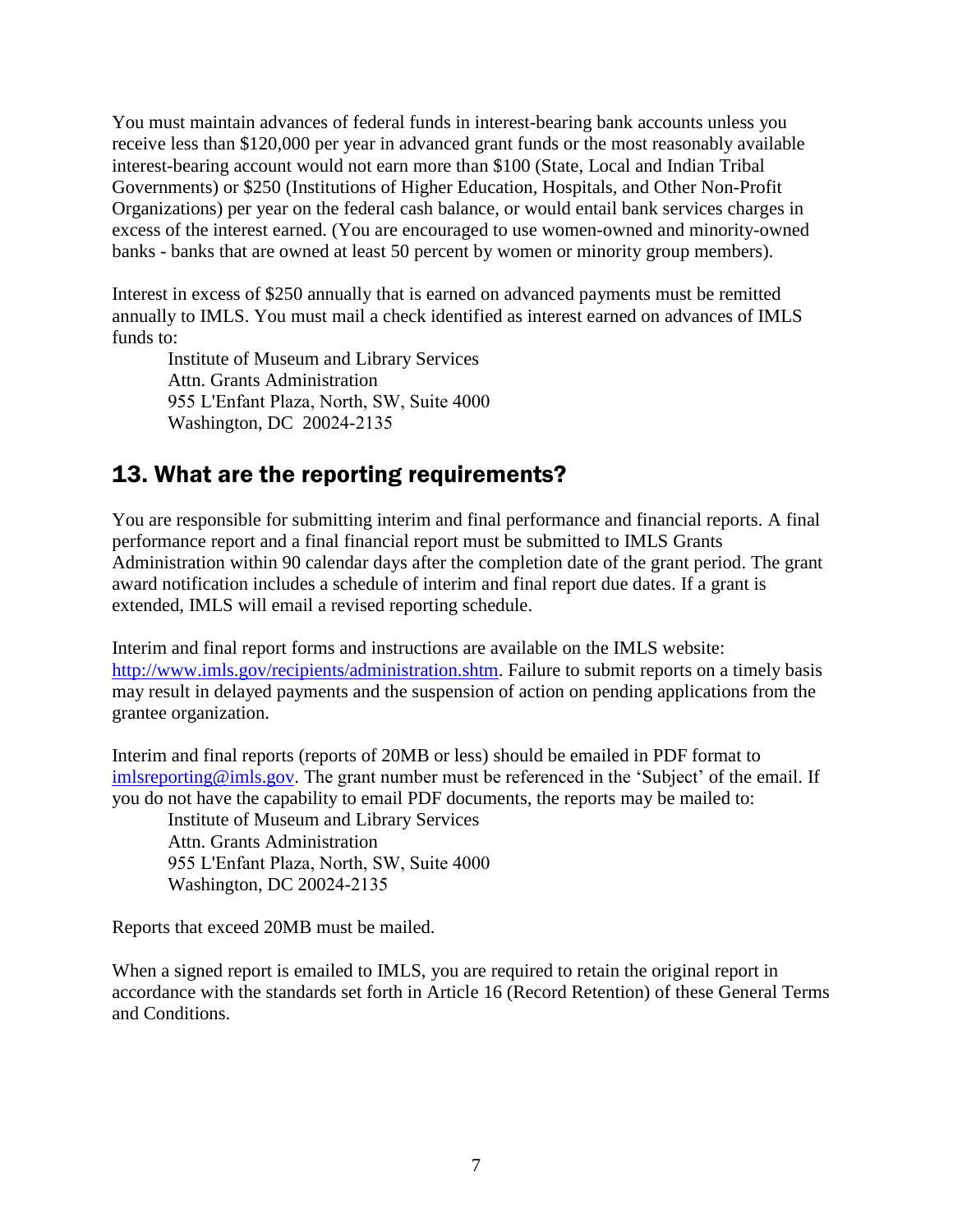You must maintain advances of federal funds in interest-bearing bank accounts unless you receive less than $120,000 per year in advanced grant funds or the most reasonably available interest-bearing account would not earn more than $100 (State, Local and Indian Tribal Governments) or $250 (Institutions of Higher Education, Hospitals, and Other Non-Profit Organizations) per year on the federal cash balance, or would entail bank services charges in excess of the interest earned. (You are encouraged to use women-owned and minority-owned banks - banks that are owned at least 50 percent by women or minority group members).

Interest in excess of $250 annually that is earned on advanced payments must be remitted annually to IMLS. You must mail a check identified as interest earned on advances of IMLS funds to:

Institute of Museum and Library Services
Attn. Grants Administration
955 L'Enfant Plaza, North, SW, Suite 4000
Washington, DC 20024-2135

## 13. What are the reporting requirements?

You are responsible for submitting interim and final performance and financial reports. A final performance report and a final financial report must be submitted to IMLS Grants Administration within 90 calendar days after the completion date of the grant period. The grant award notification includes a schedule of interim and final report due dates. If a grant is extended, IMLS will email a revised reporting schedule.

Interim and final report forms and instructions are available on the IMLS website: [http://www.imls.gov/recipients/administration.shtm](http://www.imls.gov/recipients/administration.shtm). Failure to submit reports on a timely basis may result in delayed payments and the suspension of action on pending applications from the grantee organization.

Interim and final reports (reports of 20MB or less) should be emailed in PDF format to [imlsreporting@imls.gov](mailto:imlsreporting@imls.gov). The grant number must be referenced in the 'Subject' of the email. If you do not have the capability to email PDF documents, the reports may be mailed to:

Institute of Museum and Library Services
Attn. Grants Administration
955 L'Enfant Plaza, North, SW, Suite 4000
Washington, DC 20024-2135

Reports that exceed 20MB must be mailed.

When a signed report is emailed to IMLS, you are required to retain the original report in accordance with the standards set forth in Article 16 (Record Retention) of these General Terms and Conditions.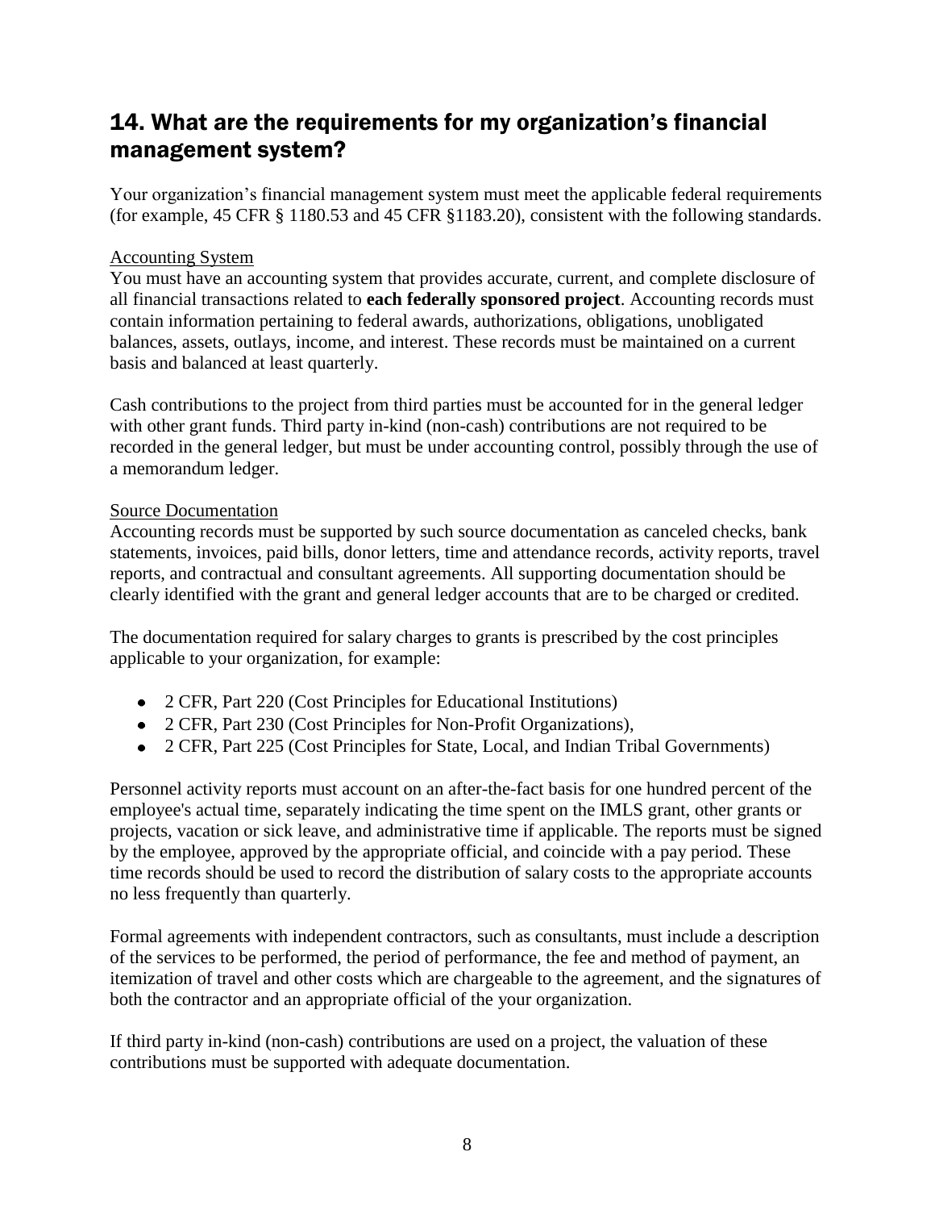## 14. What are the requirements for my organization's financial management system?

Your organization's financial management system must meet the applicable federal requirements (for example, 45 CFR § 1180.53 and 45 CFR §1183.20), consistent with the following standards.

### Accounting System

You must have an accounting system that provides accurate, current, and complete disclosure of all financial transactions related to **each federally sponsored project**. Accounting records must contain information pertaining to federal awards, authorizations, obligations, unobligated balances, assets, outlays, income, and interest. These records must be maintained on a current basis and balanced at least quarterly.

Cash contributions to the project from third parties must be accounted for in the general ledger with other grant funds. Third party in-kind (non-cash) contributions are not required to be recorded in the general ledger, but must be under accounting control, possibly through the use of a memorandum ledger.

### Source Documentation

Accounting records must be supported by such source documentation as canceled checks, bank statements, invoices, paid bills, donor letters, time and attendance records, activity reports, travel reports, and contractual and consultant agreements. All supporting documentation should be clearly identified with the grant and general ledger accounts that are to be charged or credited.

The documentation required for salary charges to grants is prescribed by the cost principles applicable to your organization, for example:

- 2 CFR, Part 220 (Cost Principles for Educational Institutions)
- 2 CFR, Part 230 (Cost Principles for Non-Profit Organizations),
- 2 CFR, Part 225 (Cost Principles for State, Local, and Indian Tribal Governments)

Personnel activity reports must account on an after-the-fact basis for one hundred percent of the employee's actual time, separately indicating the time spent on the IMLS grant, other grants or projects, vacation or sick leave, and administrative time if applicable. The reports must be signed by the employee, approved by the appropriate official, and coincide with a pay period. These time records should be used to record the distribution of salary costs to the appropriate accounts no less frequently than quarterly.

Formal agreements with independent contractors, such as consultants, must include a description of the services to be performed, the period of performance, the fee and method of payment, an itemization of travel and other costs which are chargeable to the agreement, and the signatures of both the contractor and an appropriate official of the your organization.

If third party in-kind (non-cash) contributions are used on a project, the valuation of these contributions must be supported with adequate documentation.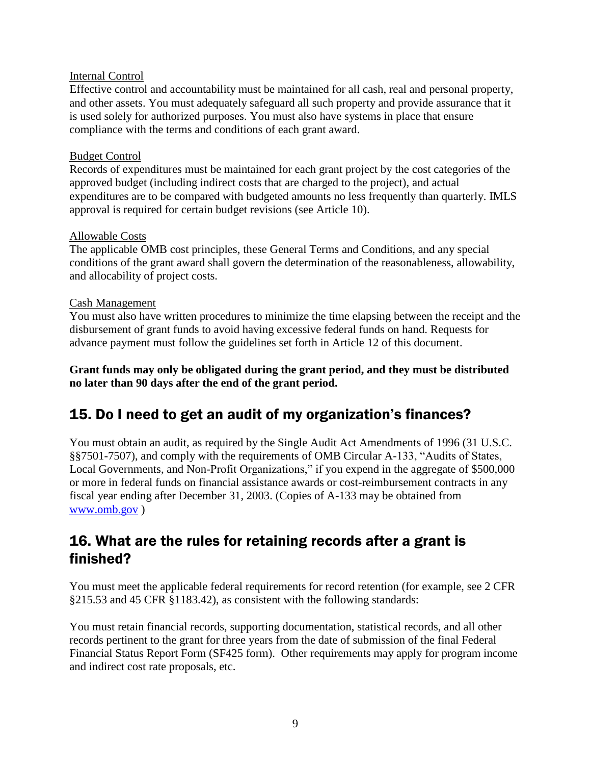Internal Control

Effective control and accountability must be maintained for all cash, real and personal property, and other assets. You must adequately safeguard all such property and provide assurance that it is used solely for authorized purposes. You must also have systems in place that ensure compliance with the terms and conditions of each grant award.

Budget Control

Records of expenditures must be maintained for each grant project by the cost categories of the approved budget (including indirect costs that are charged to the project), and actual expenditures are to be compared with budgeted amounts no less frequently than quarterly. IMLS approval is required for certain budget revisions (see Article 10).

Allowable Costs

The applicable OMB cost principles, these General Terms and Conditions, and any special conditions of the grant award shall govern the determination of the reasonableness, allowability, and allocability of project costs.

Cash Management

You must also have written procedures to minimize the time elapsing between the receipt and the disbursement of grant funds to avoid having excessive federal funds on hand. Requests for advance payment must follow the guidelines set forth in Article 12 of this document.

**Grant funds may only be obligated during the grant period, and they must be distributed no later than 90 days after the end of the grant period.**

## 15. Do I need to get an audit of my organization's finances?

You must obtain an audit, as required by the Single Audit Act Amendments of 1996 (31 U.S.C. §§7501-7507), and comply with the requirements of OMB Circular A-133, "Audits of States, Local Governments, and Non-Profit Organizations," if you expend in the aggregate of $500,000 or more in federal funds on financial assistance awards or cost-reimbursement contracts in any fiscal year ending after December 31, 2003. (Copies of A-133 may be obtained from [www.omb.gov](www.omb.gov) )

## 16. What are the rules for retaining records after a grant is finished?

You must meet the applicable federal requirements for record retention (for example, see 2 CFR §215.53 and 45 CFR §1183.42), as consistent with the following standards:

You must retain financial records, supporting documentation, statistical records, and all other records pertinent to the grant for three years from the date of submission of the final Federal Financial Status Report Form (SF425 form). Other requirements may apply for program income and indirect cost rate proposals, etc.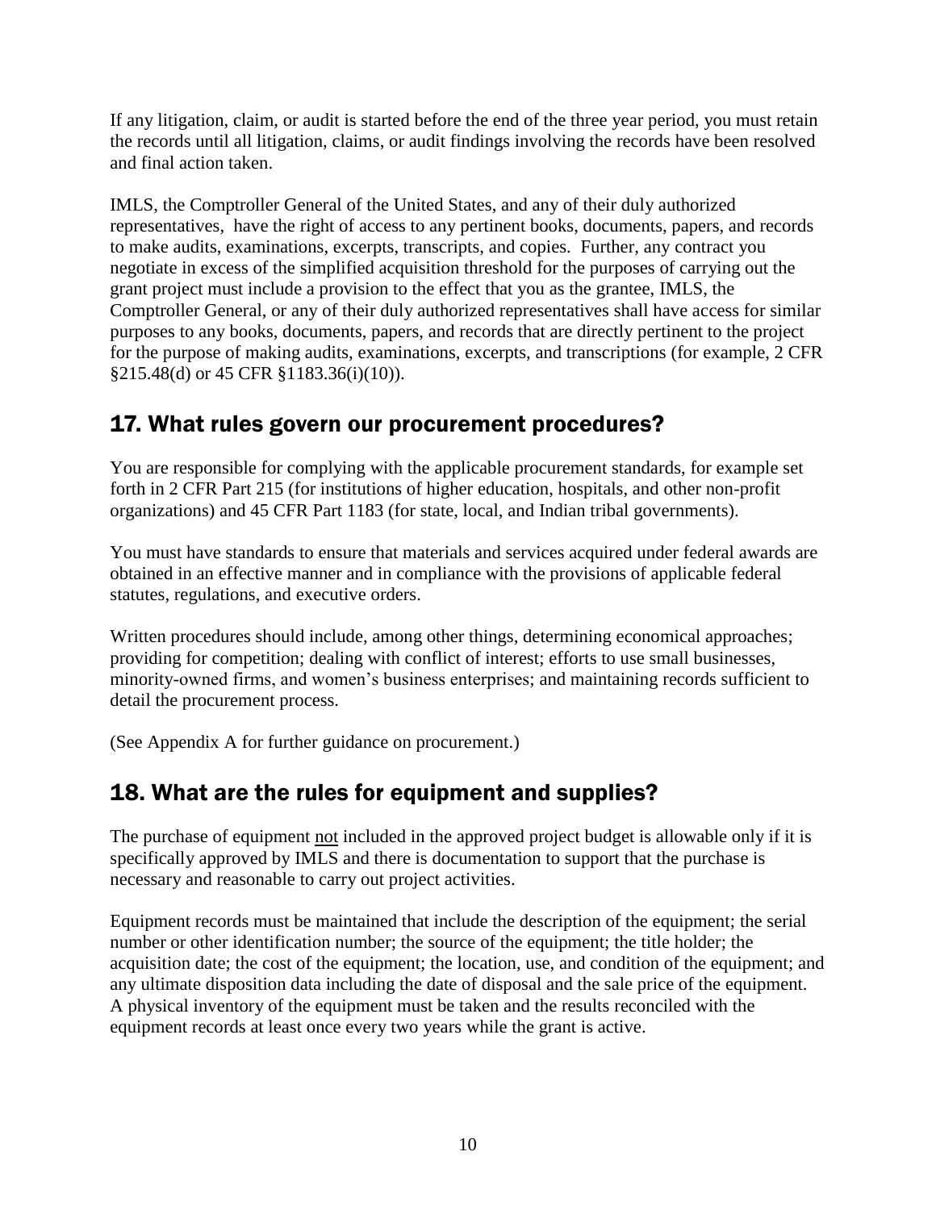If any litigation, claim, or audit is started before the end of the three year period, you must retain the records until all litigation, claims, or audit findings involving the records have been resolved and final action taken.

IMLS, the Comptroller General of the United States, and any of their duly authorized representatives, have the right of access to any pertinent books, documents, papers, and records to make audits, examinations, excerpts, transcripts, and copies. Further, any contract you negotiate in excess of the simplified acquisition threshold for the purposes of carrying out the grant project must include a provision to the effect that you as the grantee, IMLS, the Comptroller General, or any of their duly authorized representatives shall have access for similar purposes to any books, documents, papers, and records that are directly pertinent to the project for the purpose of making audits, examinations, excerpts, and transcriptions (for example, 2 CFR §215.48(d) or 45 CFR §1183.36(i)(10)).

## 17. What rules govern our procurement procedures?

You are responsible for complying with the applicable procurement standards, for example set forth in 2 CFR Part 215 (for institutions of higher education, hospitals, and other non-profit organizations) and 45 CFR Part 1183 (for state, local, and Indian tribal governments).

You must have standards to ensure that materials and services acquired under federal awards are obtained in an effective manner and in compliance with the provisions of applicable federal statutes, regulations, and executive orders.

Written procedures should include, among other things, determining economical approaches; providing for competition; dealing with conflict of interest; efforts to use small businesses, minority-owned firms, and women's business enterprises; and maintaining records sufficient to detail the procurement process.

(See Appendix A for further guidance on procurement.)

## 18. What are the rules for equipment and supplies?

The purchase of equipment <u>not</u> included in the approved project budget is allowable only if it is specifically approved by IMLS and there is documentation to support that the purchase is necessary and reasonable to carry out project activities.

Equipment records must be maintained that include the description of the equipment; the serial number or other identification number; the source of the equipment; the title holder; the acquisition date; the cost of the equipment; the location, use, and condition of the equipment; and any ultimate disposition data including the date of disposal and the sale price of the equipment. A physical inventory of the equipment must be taken and the results reconciled with the equipment records at least once every two years while the grant is active.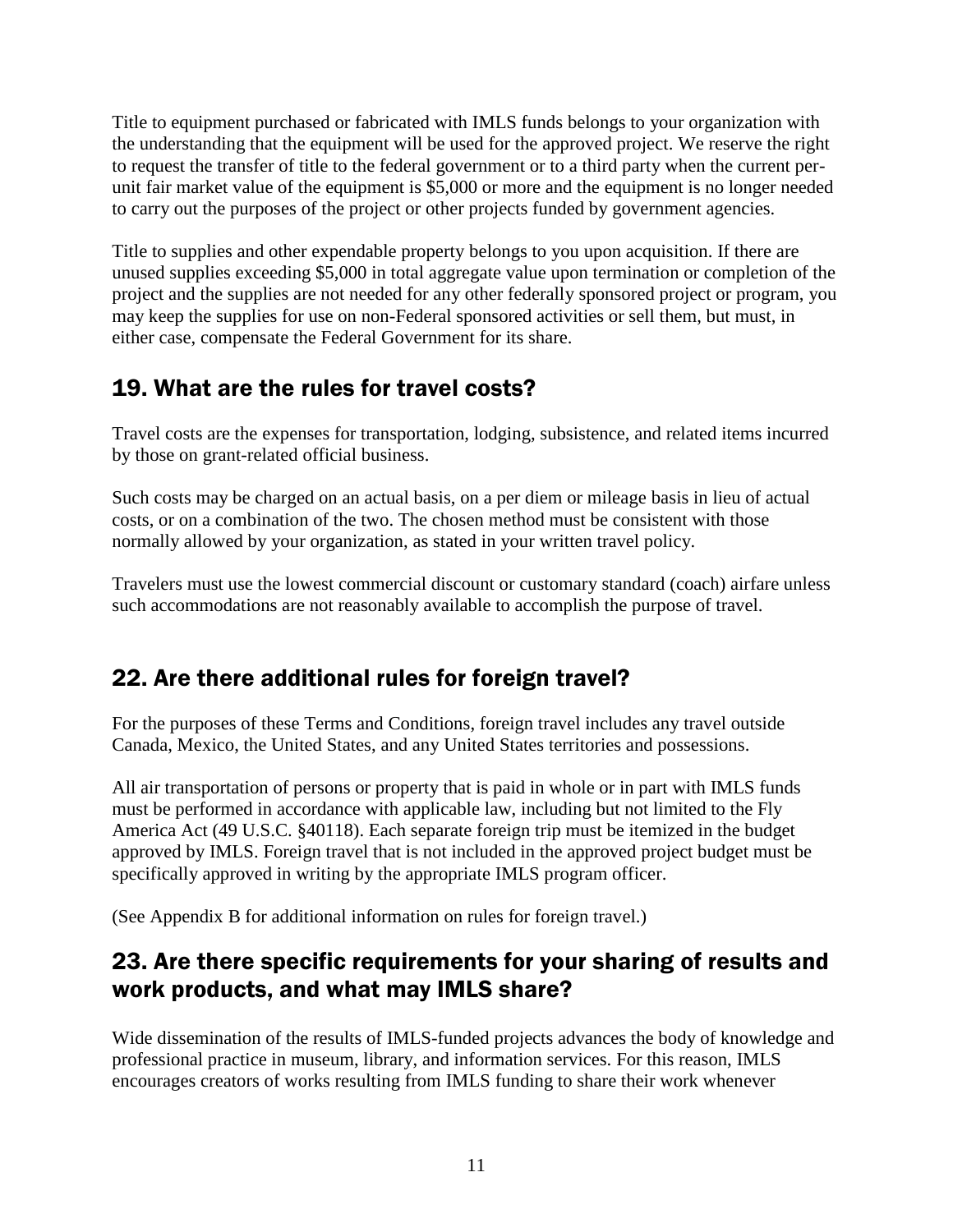Title to equipment purchased or fabricated with IMLS funds belongs to your organization with the understanding that the equipment will be used for the approved project. We reserve the right to request the transfer of title to the federal government or to a third party when the current per-unit fair market value of the equipment is $5,000 or more and the equipment is no longer needed to carry out the purposes of the project or other projects funded by government agencies.

Title to supplies and other expendable property belongs to you upon acquisition. If there are unused supplies exceeding $5,000 in total aggregate value upon termination or completion of the project and the supplies are not needed for any other federally sponsored project or program, you may keep the supplies for use on non-Federal sponsored activities or sell them, but must, in either case, compensate the Federal Government for its share.

## 19. What are the rules for travel costs?

Travel costs are the expenses for transportation, lodging, subsistence, and related items incurred by those on grant-related official business.

Such costs may be charged on an actual basis, on a per diem or mileage basis in lieu of actual costs, or on a combination of the two. The chosen method must be consistent with those normally allowed by your organization, as stated in your written travel policy.

Travelers must use the lowest commercial discount or customary standard (coach) airfare unless such accommodations are not reasonably available to accomplish the purpose of travel.

## 22. Are there additional rules for foreign travel?

For the purposes of these Terms and Conditions, foreign travel includes any travel outside Canada, Mexico, the United States, and any United States territories and possessions.

All air transportation of persons or property that is paid in whole or in part with IMLS funds must be performed in accordance with applicable law, including but not limited to the Fly America Act (49 U.S.C. §40118). Each separate foreign trip must be itemized in the budget approved by IMLS. Foreign travel that is not included in the approved project budget must be specifically approved in writing by the appropriate IMLS program officer.

(See Appendix B for additional information on rules for foreign travel.)

## 23. Are there specific requirements for your sharing of results and work products, and what may IMLS share?

Wide dissemination of the results of IMLS-funded projects advances the body of knowledge and professional practice in museum, library, and information services. For this reason, IMLS encourages creators of works resulting from IMLS funding to share their work whenever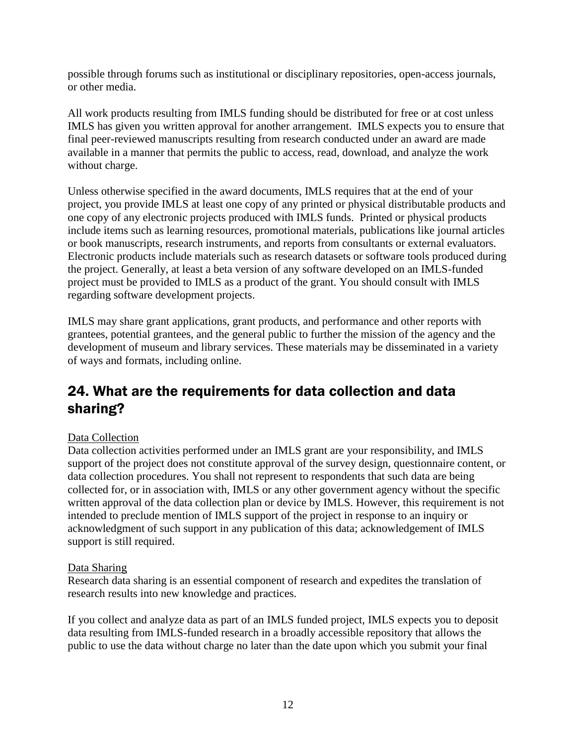possible through forums such as institutional or disciplinary repositories, open-access journals, or other media.

All work products resulting from IMLS funding should be distributed for free or at cost unless IMLS has given you written approval for another arrangement. IMLS expects you to ensure that final peer-reviewed manuscripts resulting from research conducted under an award are made available in a manner that permits the public to access, read, download, and analyze the work without charge.

Unless otherwise specified in the award documents, IMLS requires that at the end of your project, you provide IMLS at least one copy of any printed or physical distributable products and one copy of any electronic projects produced with IMLS funds. Printed or physical products include items such as learning resources, promotional materials, publications like journal articles or book manuscripts, research instruments, and reports from consultants or external evaluators. Electronic products include materials such as research datasets or software tools produced during the project. Generally, at least a beta version of any software developed on an IMLS-funded project must be provided to IMLS as a product of the grant. You should consult with IMLS regarding software development projects.

IMLS may share grant applications, grant products, and performance and other reports with grantees, potential grantees, and the general public to further the mission of the agency and the development of museum and library services. These materials may be disseminated in a variety of ways and formats, including online.

## 24. What are the requirements for data collection and data sharing?

Data Collection

Data collection activities performed under an IMLS grant are your responsibility, and IMLS support of the project does not constitute approval of the survey design, questionnaire content, or data collection procedures. You shall not represent to respondents that such data are being collected for, or in association with, IMLS or any other government agency without the specific written approval of the data collection plan or device by IMLS. However, this requirement is not intended to preclude mention of IMLS support of the project in response to an inquiry or acknowledgment of such support in any publication of this data; acknowledgement of IMLS support is still required.

Data Sharing

Research data sharing is an essential component of research and expedites the translation of research results into new knowledge and practices.

If you collect and analyze data as part of an IMLS funded project, IMLS expects you to deposit data resulting from IMLS-funded research in a broadly accessible repository that allows the public to use the data without charge no later than the date upon which you submit your final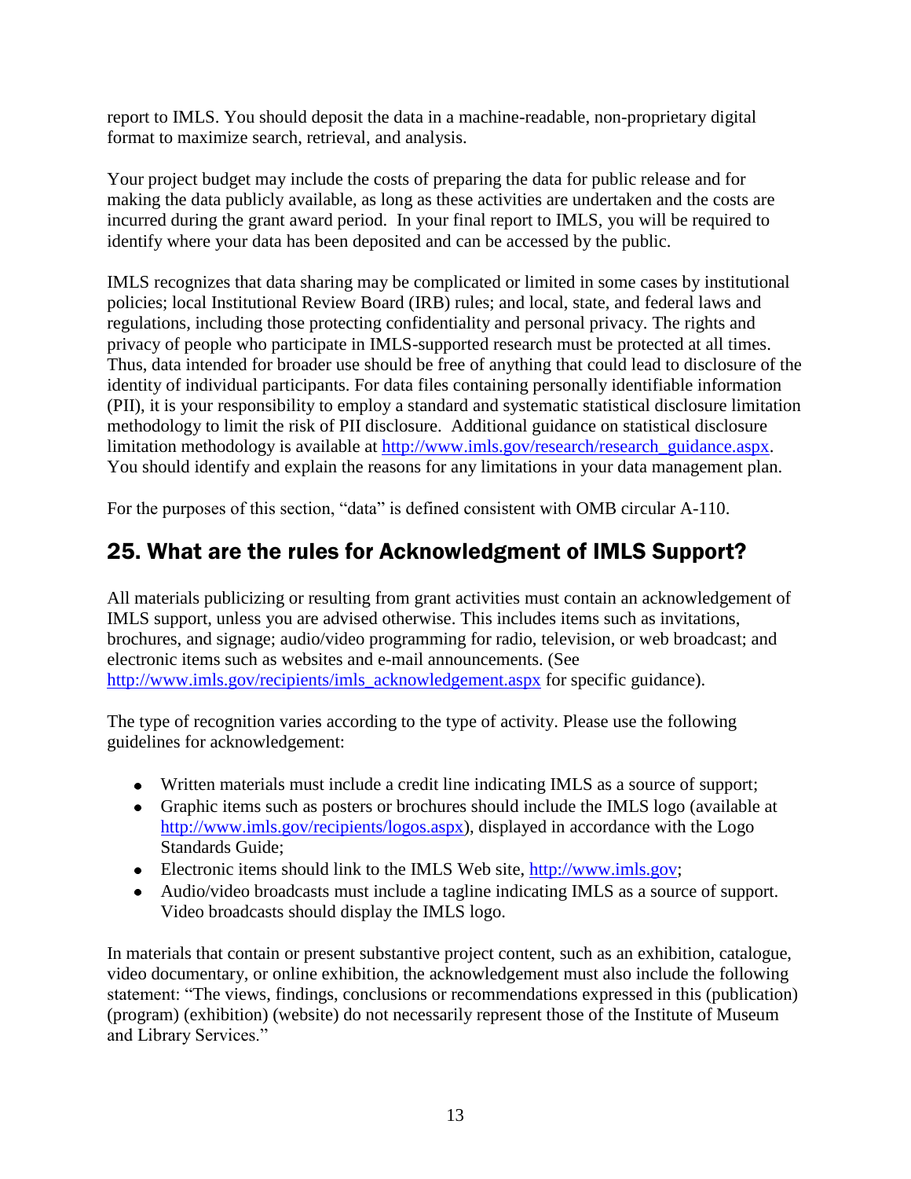report to IMLS. You should deposit the data in a machine-readable, non-proprietary digital format to maximize search, retrieval, and analysis.

Your project budget may include the costs of preparing the data for public release and for making the data publicly available, as long as these activities are undertaken and the costs are incurred during the grant award period. In your final report to IMLS, you will be required to identify where your data has been deposited and can be accessed by the public.

IMLS recognizes that data sharing may be complicated or limited in some cases by institutional policies; local Institutional Review Board (IRB) rules; and local, state, and federal laws and regulations, including those protecting confidentiality and personal privacy. The rights and privacy of people who participate in IMLS-supported research must be protected at all times. Thus, data intended for broader use should be free of anything that could lead to disclosure of the identity of individual participants. For data files containing personally identifiable information (PII), it is your responsibility to employ a standard and systematic statistical disclosure limitation methodology to limit the risk of PII disclosure. Additional guidance on statistical disclosure limitation methodology is available at http://www.imls.gov/research/research_guidance.aspx. You should identify and explain the reasons for any limitations in your data management plan.

For the purposes of this section, "data" is defined consistent with OMB circular A-110.

## 25. What are the rules for Acknowledgment of IMLS Support?

All materials publicizing or resulting from grant activities must contain an acknowledgement of IMLS support, unless you are advised otherwise. This includes items such as invitations, brochures, and signage; audio/video programming for radio, television, or web broadcast; and electronic items such as websites and e-mail announcements. (See http://www.imls.gov/recipients/imls_acknowledgement.aspx for specific guidance).

The type of recognition varies according to the type of activity. Please use the following guidelines for acknowledgement:

- Written materials must include a credit line indicating IMLS as a source of support;
- Graphic items such as posters or brochures should include the IMLS logo (available at http://www.imls.gov/recipients/logos.aspx), displayed in accordance with the Logo Standards Guide;
- Electronic items should link to the IMLS Web site, http://www.imls.gov;
- Audio/video broadcasts must include a tagline indicating IMLS as a source of support. Video broadcasts should display the IMLS logo.

In materials that contain or present substantive project content, such as an exhibition, catalogue, video documentary, or online exhibition, the acknowledgement must also include the following statement: "The views, findings, conclusions or recommendations expressed in this (publication) (program) (exhibition) (website) do not necessarily represent those of the Institute of Museum and Library Services."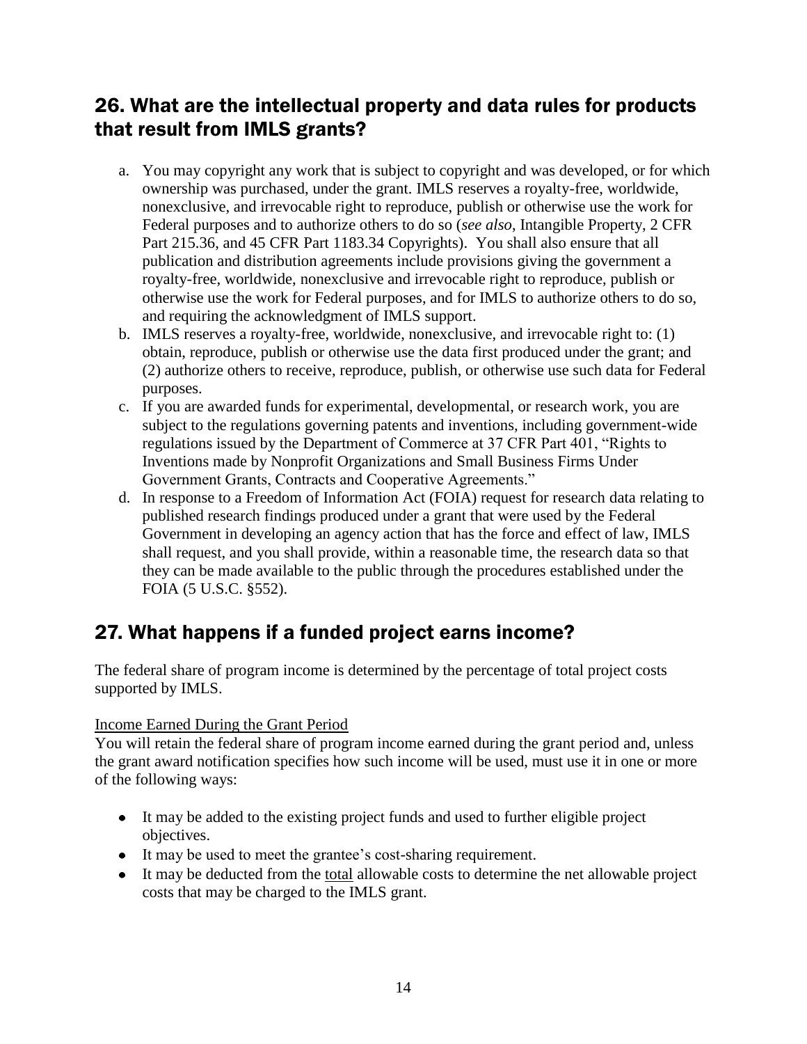## 26. What are the intellectual property and data rules for products that result from IMLS grants?

a. You may copyright any work that is subject to copyright and was developed, or for which ownership was purchased, under the grant. IMLS reserves a royalty-free, worldwide, nonexclusive, and irrevocable right to reproduce, publish or otherwise use the work for Federal purposes and to authorize others to do so (*see also*, Intangible Property, 2 CFR Part 215.36, and 45 CFR Part 1183.34 Copyrights). You shall also ensure that all publication and distribution agreements include provisions giving the government a royalty-free, worldwide, nonexclusive and irrevocable right to reproduce, publish or otherwise use the work for Federal purposes, and for IMLS to authorize others to do so, and requiring the acknowledgment of IMLS support.

b. IMLS reserves a royalty-free, worldwide, nonexclusive, and irrevocable right to: (1) obtain, reproduce, publish or otherwise use the data first produced under the grant; and (2) authorize others to receive, reproduce, publish, or otherwise use such data for Federal purposes.

c. If you are awarded funds for experimental, developmental, or research work, you are subject to the regulations governing patents and inventions, including government-wide regulations issued by the Department of Commerce at 37 CFR Part 401, "Rights to Inventions made by Nonprofit Organizations and Small Business Firms Under Government Grants, Contracts and Cooperative Agreements."

d. In response to a Freedom of Information Act (FOIA) request for research data relating to published research findings produced under a grant that were used by the Federal Government in developing an agency action that has the force and effect of law, IMLS shall request, and you shall provide, within a reasonable time, the research data so that they can be made available to the public through the procedures established under the FOIA (5 U.S.C. §552).

## 27. What happens if a funded project earns income?

The federal share of program income is determined by the percentage of total project costs supported by IMLS.

Income Earned During the Grant Period

You will retain the federal share of program income earned during the grant period and, unless the grant award notification specifies how such income will be used, must use it in one or more of the following ways:

- It may be added to the existing project funds and used to further eligible project objectives.
- It may be used to meet the grantee's cost-sharing requirement.
- It may be deducted from the total allowable costs to determine the net allowable project costs that may be charged to the IMLS grant.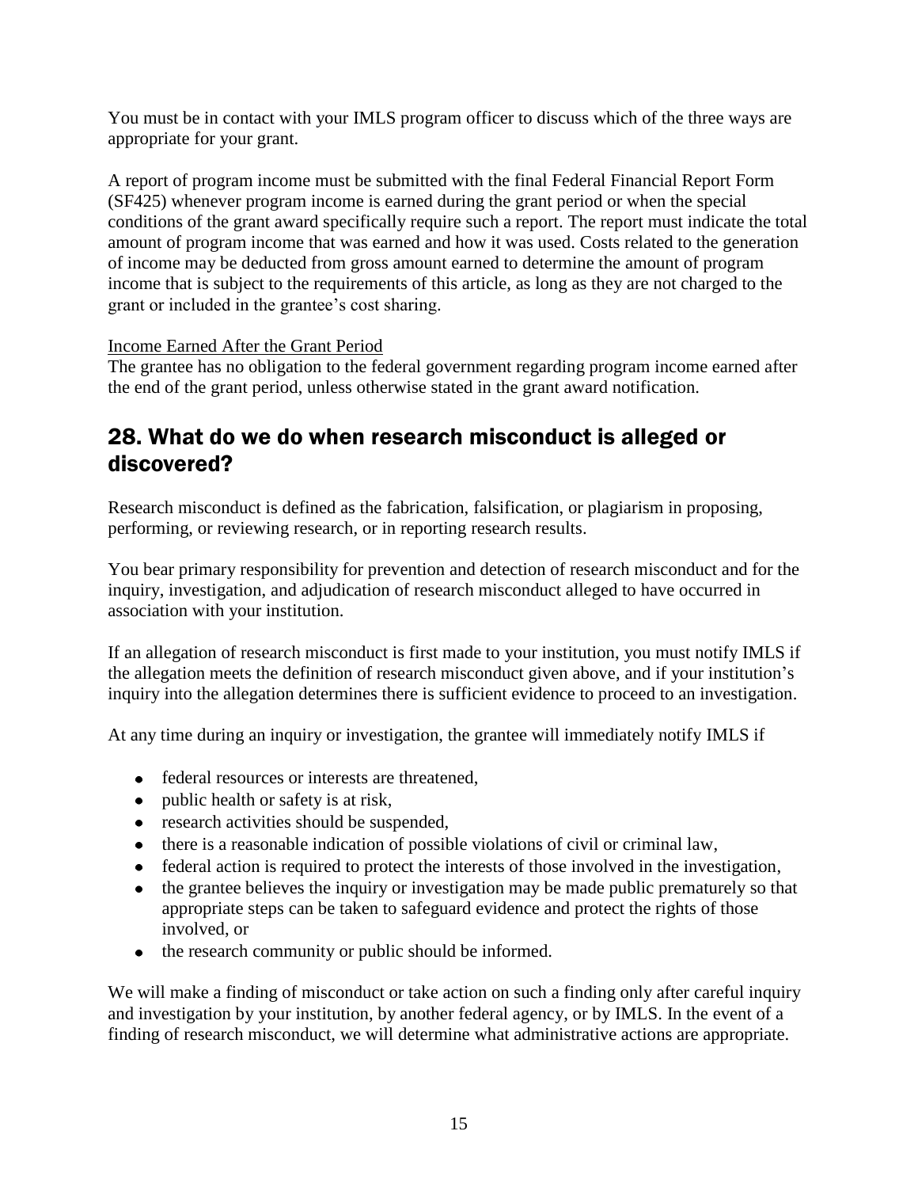You must be in contact with your IMLS program officer to discuss which of the three ways are appropriate for your grant.

A report of program income must be submitted with the final Federal Financial Report Form (SF425) whenever program income is earned during the grant period or when the special conditions of the grant award specifically require such a report. The report must indicate the total amount of program income that was earned and how it was used. Costs related to the generation of income may be deducted from gross amount earned to determine the amount of program income that is subject to the requirements of this article, as long as they are not charged to the grant or included in the grantee's cost sharing.

Income Earned After the Grant Period

The grantee has no obligation to the federal government regarding program income earned after the end of the grant period, unless otherwise stated in the grant award notification.

## 28. What do we do when research misconduct is alleged or discovered?

Research misconduct is defined as the fabrication, falsification, or plagiarism in proposing, performing, or reviewing research, or in reporting research results.

You bear primary responsibility for prevention and detection of research misconduct and for the inquiry, investigation, and adjudication of research misconduct alleged to have occurred in association with your institution.

If an allegation of research misconduct is first made to your institution, you must notify IMLS if the allegation meets the definition of research misconduct given above, and if your institution's inquiry into the allegation determines there is sufficient evidence to proceed to an investigation.

At any time during an inquiry or investigation, the grantee will immediately notify IMLS if

- federal resources or interests are threatened,
- public health or safety is at risk,
- research activities should be suspended,
- there is a reasonable indication of possible violations of civil or criminal law,
- federal action is required to protect the interests of those involved in the investigation,
- the grantee believes the inquiry or investigation may be made public prematurely so that appropriate steps can be taken to safeguard evidence and protect the rights of those involved, or
- the research community or public should be informed.

We will make a finding of misconduct or take action on such a finding only after careful inquiry and investigation by your institution, by another federal agency, or by IMLS. In the event of a finding of research misconduct, we will determine what administrative actions are appropriate.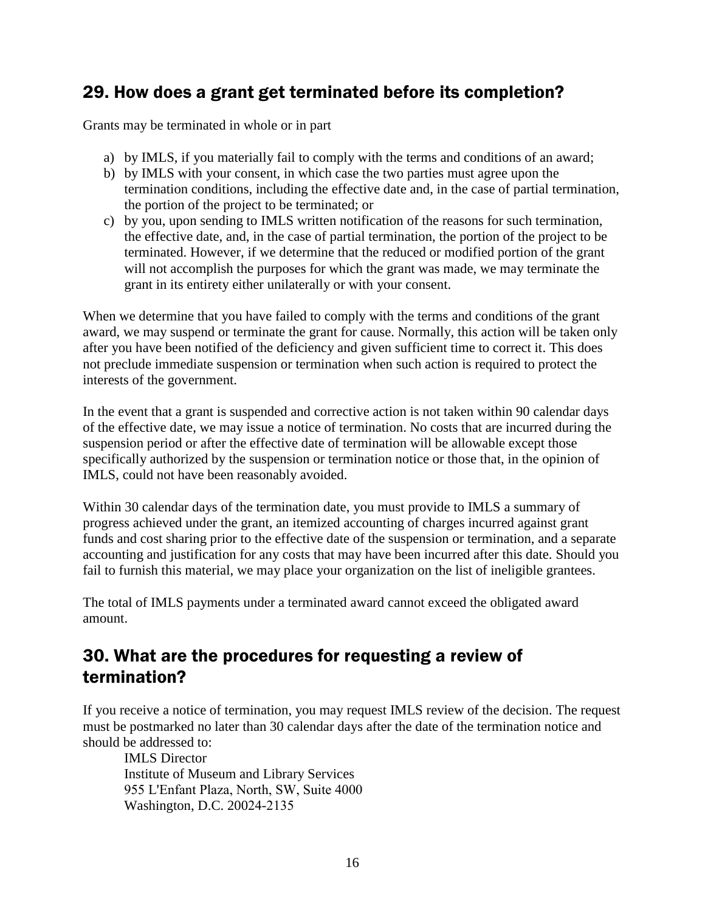## 29. How does a grant get terminated before its completion?

Grants may be terminated in whole or in part

a) by IMLS, if you materially fail to comply with the terms and conditions of an award;
b) by IMLS with your consent, in which case the two parties must agree upon the termination conditions, including the effective date and, in the case of partial termination, the portion of the project to be terminated; or
c) by you, upon sending to IMLS written notification of the reasons for such termination, the effective date, and, in the case of partial termination, the portion of the project to be terminated. However, if we determine that the reduced or modified portion of the grant will not accomplish the purposes for which the grant was made, we may terminate the grant in its entirety either unilaterally or with your consent.

When we determine that you have failed to comply with the terms and conditions of the grant award, we may suspend or terminate the grant for cause. Normally, this action will be taken only after you have been notified of the deficiency and given sufficient time to correct it. This does not preclude immediate suspension or termination when such action is required to protect the interests of the government.

In the event that a grant is suspended and corrective action is not taken within 90 calendar days of the effective date, we may issue a notice of termination. No costs that are incurred during the suspension period or after the effective date of termination will be allowable except those specifically authorized by the suspension or termination notice or those that, in the opinion of IMLS, could not have been reasonably avoided.

Within 30 calendar days of the termination date, you must provide to IMLS a summary of progress achieved under the grant, an itemized accounting of charges incurred against grant funds and cost sharing prior to the effective date of the suspension or termination, and a separate accounting and justification for any costs that may have been incurred after this date. Should you fail to furnish this material, we may place your organization on the list of ineligible grantees.

The total of IMLS payments under a terminated award cannot exceed the obligated award amount.

## 30. What are the procedures for requesting a review of termination?

If you receive a notice of termination, you may request IMLS review of the decision. The request must be postmarked no later than 30 calendar days after the date of the termination notice and should be addressed to:

IMLS Director
Institute of Museum and Library Services
955 L'Enfant Plaza, North, SW, Suite 4000
Washington, D.C. 20024-2135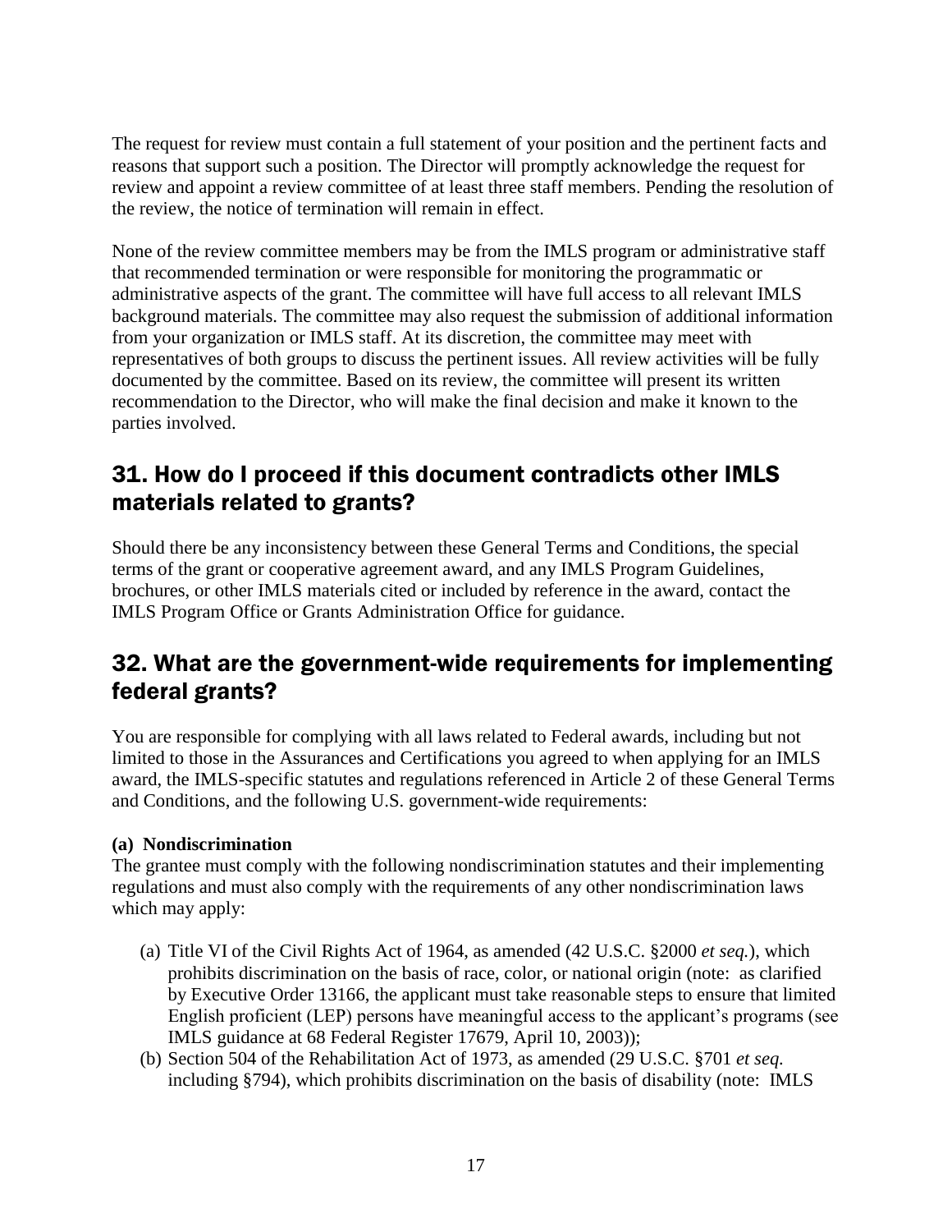The request for review must contain a full statement of your position and the pertinent facts and reasons that support such a position. The Director will promptly acknowledge the request for review and appoint a review committee of at least three staff members. Pending the resolution of the review, the notice of termination will remain in effect.

None of the review committee members may be from the IMLS program or administrative staff that recommended termination or were responsible for monitoring the programmatic or administrative aspects of the grant. The committee will have full access to all relevant IMLS background materials. The committee may also request the submission of additional information from your organization or IMLS staff. At its discretion, the committee may meet with representatives of both groups to discuss the pertinent issues. All review activities will be fully documented by the committee. Based on its review, the committee will present its written recommendation to the Director, who will make the final decision and make it known to the parties involved.

## 31. How do I proceed if this document contradicts other IMLS materials related to grants?

Should there be any inconsistency between these General Terms and Conditions, the special terms of the grant or cooperative agreement award, and any IMLS Program Guidelines, brochures, or other IMLS materials cited or included by reference in the award, contact the IMLS Program Office or Grants Administration Office for guidance.

## 32. What are the government-wide requirements for implementing federal grants?

You are responsible for complying with all laws related to Federal awards, including but not limited to those in the Assurances and Certifications you agreed to when applying for an IMLS award, the IMLS-specific statutes and regulations referenced in Article 2 of these General Terms and Conditions, and the following U.S. government-wide requirements:

**(a) Nondiscrimination**

The grantee must comply with the following nondiscrimination statutes and their implementing regulations and must also comply with the requirements of any other nondiscrimination laws which may apply:

(a) Title VI of the Civil Rights Act of 1964, as amended (42 U.S.C. §2000 *et seq.*), which prohibits discrimination on the basis of race, color, or national origin (note: as clarified by Executive Order 13166, the applicant must take reasonable steps to ensure that limited English proficient (LEP) persons have meaningful access to the applicant's programs (see IMLS guidance at 68 Federal Register 17679, April 10, 2003));

(b) Section 504 of the Rehabilitation Act of 1973, as amended (29 U.S.C. §701 *et seq.* including §794), which prohibits discrimination on the basis of disability (note: IMLS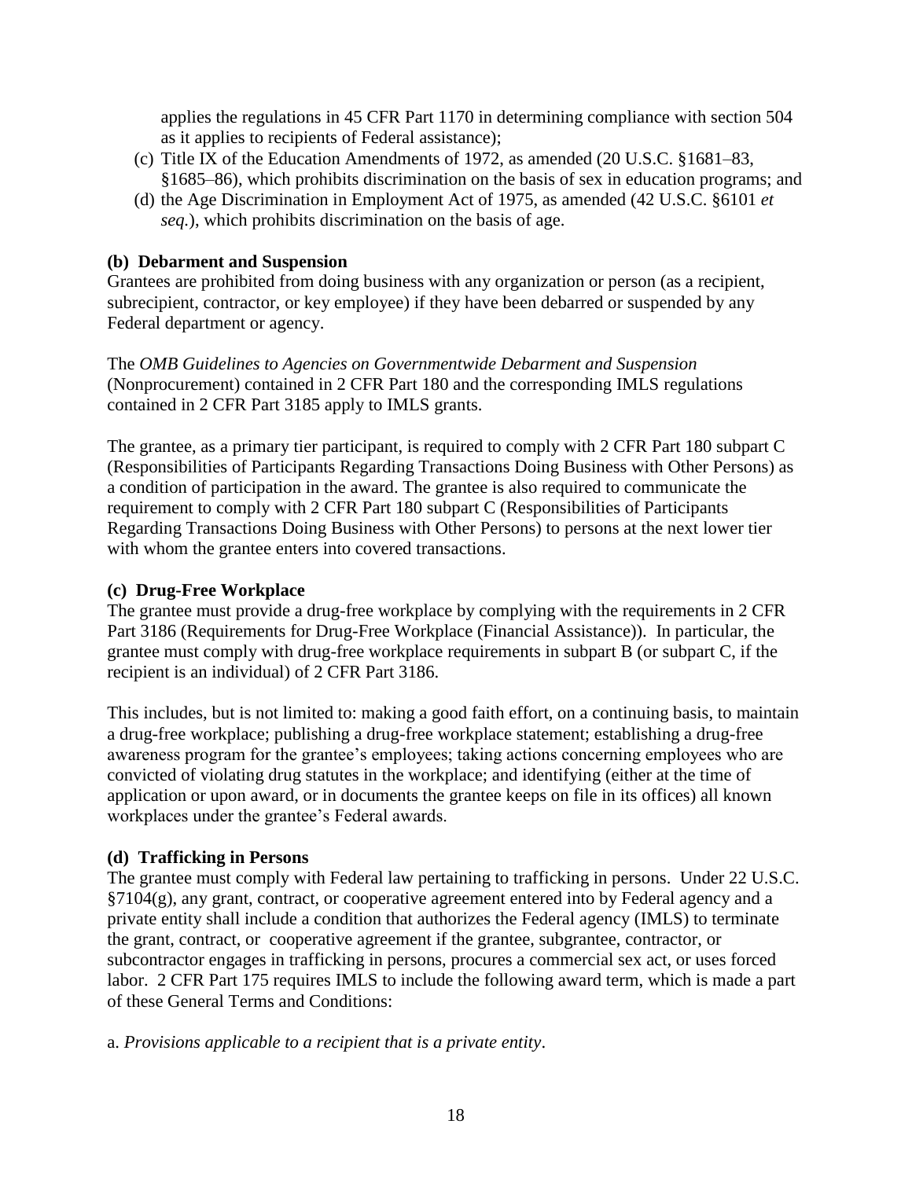applies the regulations in 45 CFR Part 1170 in determining compliance with section 504 as it applies to recipients of Federal assistance);

(c) Title IX of the Education Amendments of 1972, as amended (20 U.S.C. §1681–83, §1685–86), which prohibits discrimination on the basis of sex in education programs; and

(d) the Age Discrimination in Employment Act of 1975, as amended (42 U.S.C. §6101 *et seq.*), which prohibits discrimination on the basis of age.

**(b) Debarment and Suspension**

Grantees are prohibited from doing business with any organization or person (as a recipient, subrecipient, contractor, or key employee) if they have been debarred or suspended by any Federal department or agency.

The *OMB Guidelines to Agencies on Governmentwide Debarment and Suspension* (Nonprocurement) contained in 2 CFR Part 180 and the corresponding IMLS regulations contained in 2 CFR Part 3185 apply to IMLS grants.

The grantee, as a primary tier participant, is required to comply with 2 CFR Part 180 subpart C (Responsibilities of Participants Regarding Transactions Doing Business with Other Persons) as a condition of participation in the award. The grantee is also required to communicate the requirement to comply with 2 CFR Part 180 subpart C (Responsibilities of Participants Regarding Transactions Doing Business with Other Persons) to persons at the next lower tier with whom the grantee enters into covered transactions.

**(c) Drug-Free Workplace**

The grantee must provide a drug-free workplace by complying with the requirements in 2 CFR Part 3186 (Requirements for Drug-Free Workplace (Financial Assistance)). In particular, the grantee must comply with drug-free workplace requirements in subpart B (or subpart C, if the recipient is an individual) of 2 CFR Part 3186.

This includes, but is not limited to: making a good faith effort, on a continuing basis, to maintain a drug-free workplace; publishing a drug-free workplace statement; establishing a drug-free awareness program for the grantee's employees; taking actions concerning employees who are convicted of violating drug statutes in the workplace; and identifying (either at the time of application or upon award, or in documents the grantee keeps on file in its offices) all known workplaces under the grantee's Federal awards.

**(d) Trafficking in Persons**

The grantee must comply with Federal law pertaining to trafficking in persons. Under 22 U.S.C. §7104(g), any grant, contract, or cooperative agreement entered into by Federal agency and a private entity shall include a condition that authorizes the Federal agency (IMLS) to terminate the grant, contract, or cooperative agreement if the grantee, subgrantee, contractor, or subcontractor engages in trafficking in persons, procures a commercial sex act, or uses forced labor. 2 CFR Part 175 requires IMLS to include the following award term, which is made a part of these General Terms and Conditions:

a. *Provisions applicable to a recipient that is a private entity*.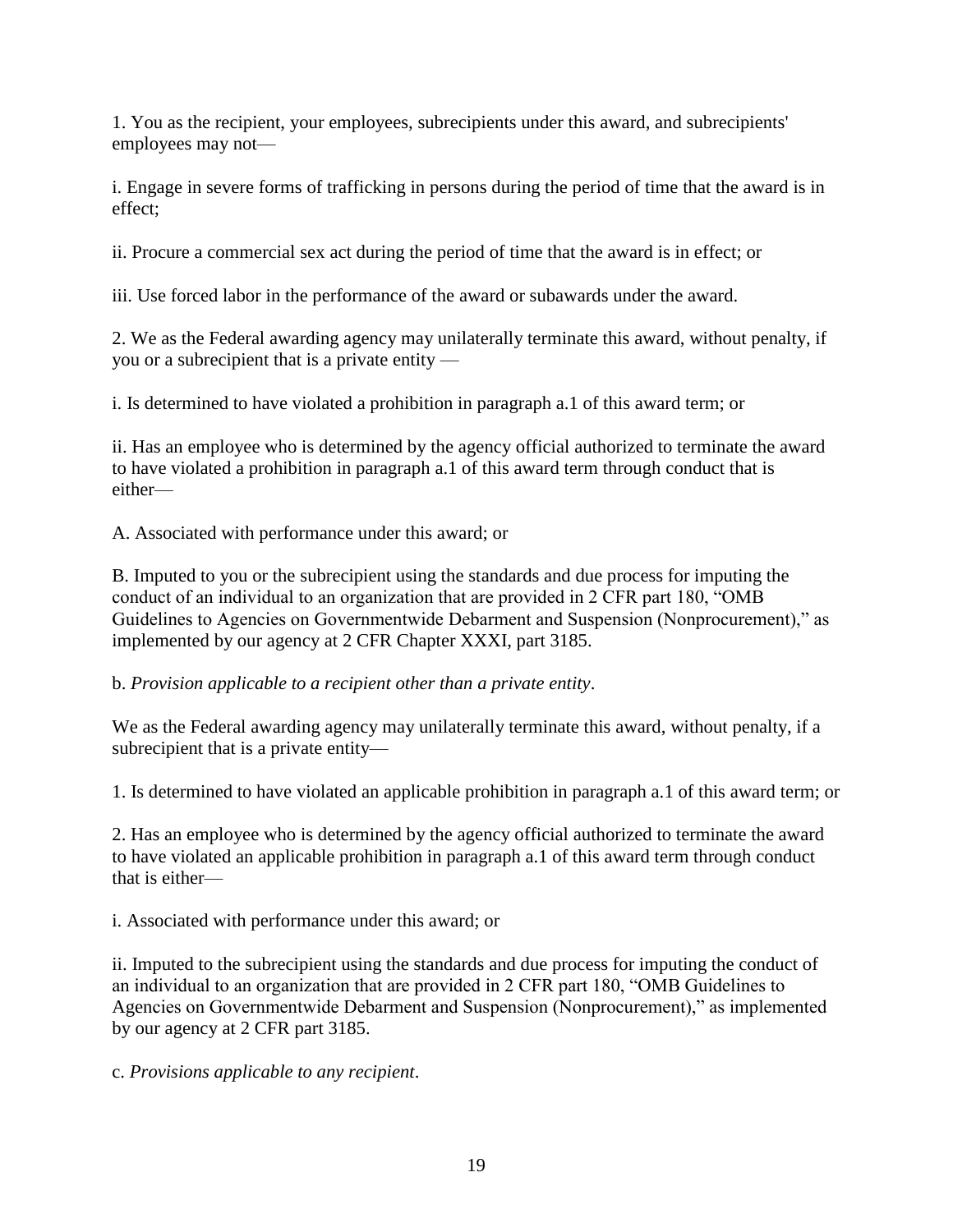1. You as the recipient, your employees, subrecipients under this award, and subrecipients' employees may not—

i. Engage in severe forms of trafficking in persons during the period of time that the award is in effect;

ii. Procure a commercial sex act during the period of time that the award is in effect; or

iii. Use forced labor in the performance of the award or subawards under the award.

2. We as the Federal awarding agency may unilaterally terminate this award, without penalty, if you or a subrecipient that is a private entity —

i. Is determined to have violated a prohibition in paragraph a.1 of this award term; or

ii. Has an employee who is determined by the agency official authorized to terminate the award to have violated a prohibition in paragraph a.1 of this award term through conduct that is either—

A. Associated with performance under this award; or

B. Imputed to you or the subrecipient using the standards and due process for imputing the conduct of an individual to an organization that are provided in 2 CFR part 180, "OMB Guidelines to Agencies on Governmentwide Debarment and Suspension (Nonprocurement)," as implemented by our agency at 2 CFR Chapter XXXI, part 3185.

b. *Provision applicable to a recipient other than a private entity*.

We as the Federal awarding agency may unilaterally terminate this award, without penalty, if a subrecipient that is a private entity—

1. Is determined to have violated an applicable prohibition in paragraph a.1 of this award term; or

2. Has an employee who is determined by the agency official authorized to terminate the award to have violated an applicable prohibition in paragraph a.1 of this award term through conduct that is either—

i. Associated with performance under this award; or

ii. Imputed to the subrecipient using the standards and due process for imputing the conduct of an individual to an organization that are provided in 2 CFR part 180, "OMB Guidelines to Agencies on Governmentwide Debarment and Suspension (Nonprocurement)," as implemented by our agency at 2 CFR part 3185.

c. *Provisions applicable to any recipient*.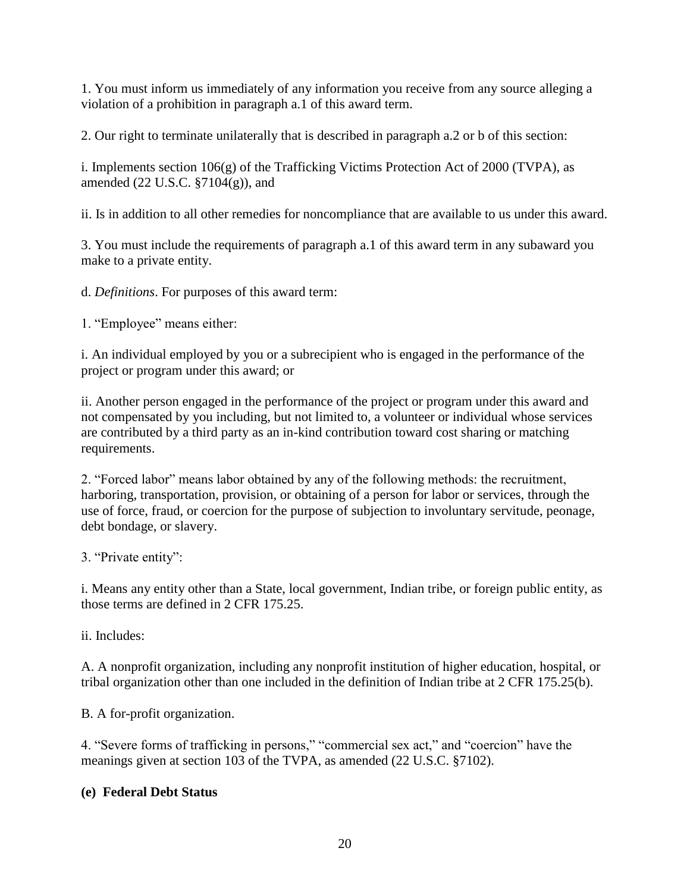1. You must inform us immediately of any information you receive from any source alleging a violation of a prohibition in paragraph a.1 of this award term.

2. Our right to terminate unilaterally that is described in paragraph a.2 or b of this section:

i. Implements section 106(g) of the Trafficking Victims Protection Act of 2000 (TVPA), as amended (22 U.S.C. §7104(g)), and

ii. Is in addition to all other remedies for noncompliance that are available to us under this award.

3. You must include the requirements of paragraph a.1 of this award term in any subaward you make to a private entity.

d. *Definitions*. For purposes of this award term:

1. "Employee" means either:

i. An individual employed by you or a subrecipient who is engaged in the performance of the project or program under this award; or

ii. Another person engaged in the performance of the project or program under this award and not compensated by you including, but not limited to, a volunteer or individual whose services are contributed by a third party as an in-kind contribution toward cost sharing or matching requirements.

2. "Forced labor" means labor obtained by any of the following methods: the recruitment, harboring, transportation, provision, or obtaining of a person for labor or services, through the use of force, fraud, or coercion for the purpose of subjection to involuntary servitude, peonage, debt bondage, or slavery.

3. "Private entity":

i. Means any entity other than a State, local government, Indian tribe, or foreign public entity, as those terms are defined in 2 CFR 175.25.

ii. Includes:

A. A nonprofit organization, including any nonprofit institution of higher education, hospital, or tribal organization other than one included in the definition of Indian tribe at 2 CFR 175.25(b).

B. A for-profit organization.

4. "Severe forms of trafficking in persons," "commercial sex act," and "coercion" have the meanings given at section 103 of the TVPA, as amended (22 U.S.C. §7102).

**(e) Federal Debt Status**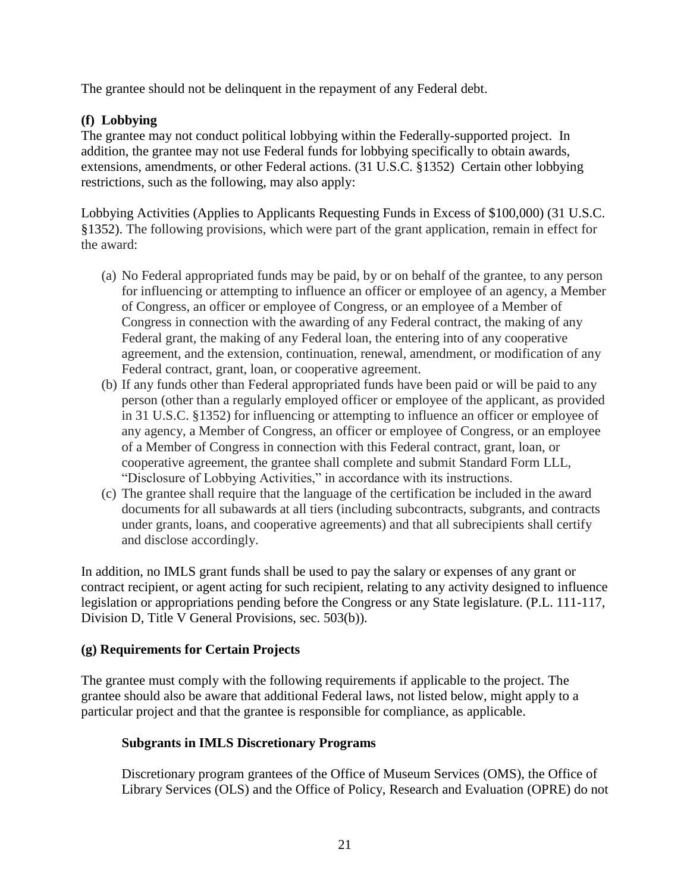The grantee should not be delinquent in the repayment of any Federal debt.

**(f) Lobbying**

The grantee may not conduct political lobbying within the Federally-supported project. In addition, the grantee may not use Federal funds for lobbying specifically to obtain awards, extensions, amendments, or other Federal actions. (31 U.S.C. §1352) Certain other lobbying restrictions, such as the following, may also apply:

Lobbying Activities (Applies to Applicants Requesting Funds in Excess of $100,000) (31 U.S.C. §1352). The following provisions, which were part of the grant application, remain in effect for the award:

(a) No Federal appropriated funds may be paid, by or on behalf of the grantee, to any person for influencing or attempting to influence an officer or employee of an agency, a Member of Congress, an officer or employee of Congress, or an employee of a Member of Congress in connection with the awarding of any Federal contract, the making of any Federal grant, the making of any Federal loan, the entering into of any cooperative agreement, and the extension, continuation, renewal, amendment, or modification of any Federal contract, grant, loan, or cooperative agreement.

(b) If any funds other than Federal appropriated funds have been paid or will be paid to any person (other than a regularly employed officer or employee of the applicant, as provided in 31 U.S.C. §1352) for influencing or attempting to influence an officer or employee of any agency, a Member of Congress, an officer or employee of Congress, or an employee of a Member of Congress in connection with this Federal contract, grant, loan, or cooperative agreement, the grantee shall complete and submit Standard Form LLL, "Disclosure of Lobbying Activities," in accordance with its instructions.

(c) The grantee shall require that the language of the certification be included in the award documents for all subawards at all tiers (including subcontracts, subgrants, and contracts under grants, loans, and cooperative agreements) and that all subrecipients shall certify and disclose accordingly.

In addition, no IMLS grant funds shall be used to pay the salary or expenses of any grant or contract recipient, or agent acting for such recipient, relating to any activity designed to influence legislation or appropriations pending before the Congress or any State legislature. (P.L. 111-117, Division D, Title V General Provisions, sec. 503(b)).

**(g) Requirements for Certain Projects**

The grantee must comply with the following requirements if applicable to the project. The grantee should also be aware that additional Federal laws, not listed below, might apply to a particular project and that the grantee is responsible for compliance, as applicable.

**Subgrants in IMLS Discretionary Programs**

Discretionary program grantees of the Office of Museum Services (OMS), the Office of Library Services (OLS) and the Office of Policy, Research and Evaluation (OPRE) do not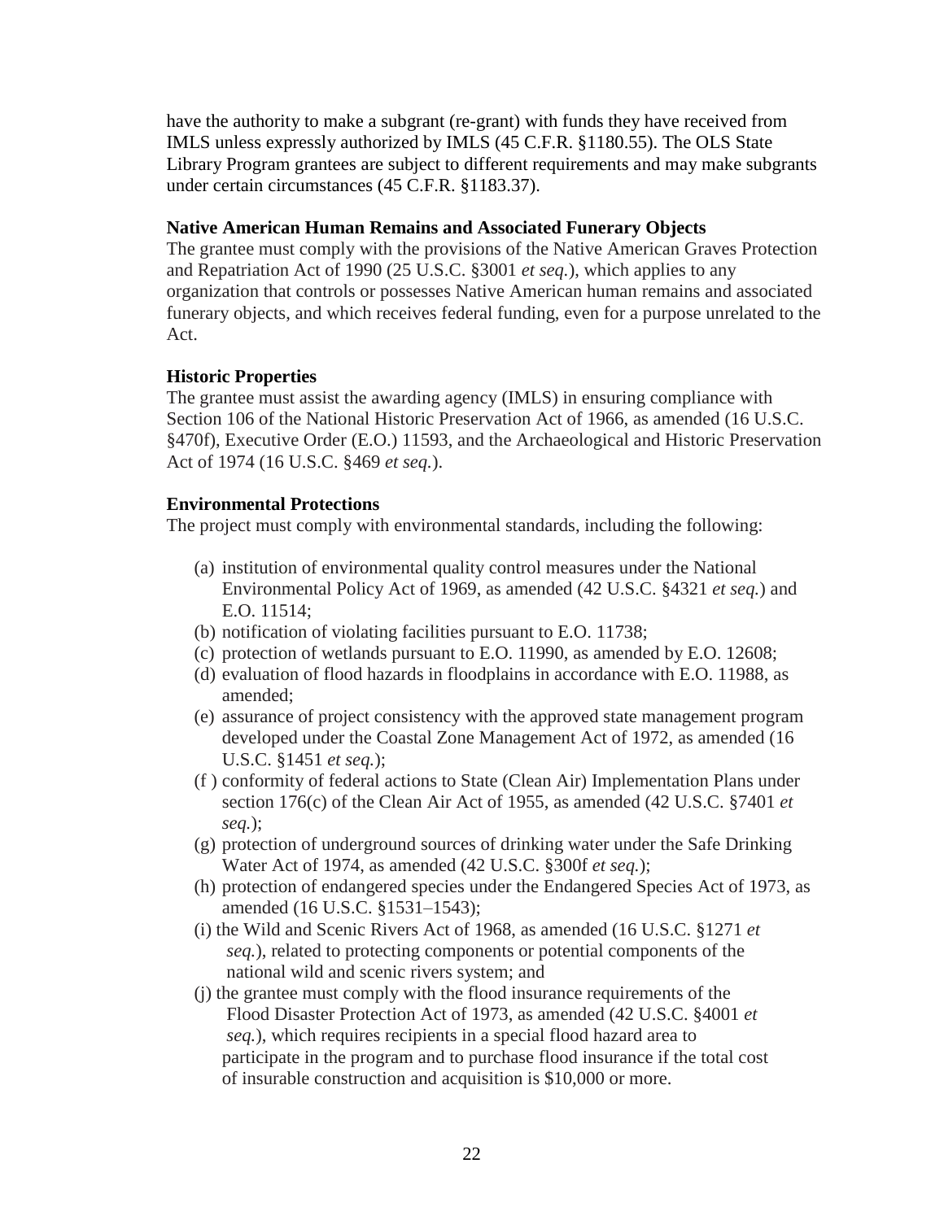have the authority to make a subgrant (re-grant) with funds they have received from IMLS unless expressly authorized by IMLS (45 C.F.R. §1180.55). The OLS State Library Program grantees are subject to different requirements and may make subgrants under certain circumstances (45 C.F.R. §1183.37).

**Native American Human Remains and Associated Funerary Objects**

The grantee must comply with the provisions of the Native American Graves Protection and Repatriation Act of 1990 (25 U.S.C. §3001 *et seq.*), which applies to any organization that controls or possesses Native American human remains and associated funerary objects, and which receives federal funding, even for a purpose unrelated to the Act.

**Historic Properties**

The grantee must assist the awarding agency (IMLS) in ensuring compliance with Section 106 of the National Historic Preservation Act of 1966, as amended (16 U.S.C. §470f), Executive Order (E.O.) 11593, and the Archaeological and Historic Preservation Act of 1974 (16 U.S.C. §469 *et seq.*).

**Environmental Protections**

The project must comply with environmental standards, including the following:

(a) institution of environmental quality control measures under the National Environmental Policy Act of 1969, as amended (42 U.S.C. §4321 *et seq.*) and E.O. 11514;
(b) notification of violating facilities pursuant to E.O. 11738;
(c) protection of wetlands pursuant to E.O. 11990, as amended by E.O. 12608;
(d) evaluation of flood hazards in floodplains in accordance with E.O. 11988, as amended;
(e) assurance of project consistency with the approved state management program developed under the Coastal Zone Management Act of 1972, as amended (16 U.S.C. §1451 *et seq.*);
(f ) conformity of federal actions to State (Clean Air) Implementation Plans under section 176(c) of the Clean Air Act of 1955, as amended (42 U.S.C. §7401 *et seq.*);
(g) protection of underground sources of drinking water under the Safe Drinking Water Act of 1974, as amended (42 U.S.C. §300f *et seq.*);
(h) protection of endangered species under the Endangered Species Act of 1973, as amended (16 U.S.C. §1531–1543);
(i) the Wild and Scenic Rivers Act of 1968, as amended (16 U.S.C. §1271 *et seq.*), related to protecting components or potential components of the national wild and scenic rivers system; and
(j) the grantee must comply with the flood insurance requirements of the Flood Disaster Protection Act of 1973, as amended (42 U.S.C. §4001 *et seq.*), which requires recipients in a special flood hazard area to participate in the program and to purchase flood insurance if the total cost of insurable construction and acquisition is $10,000 or more.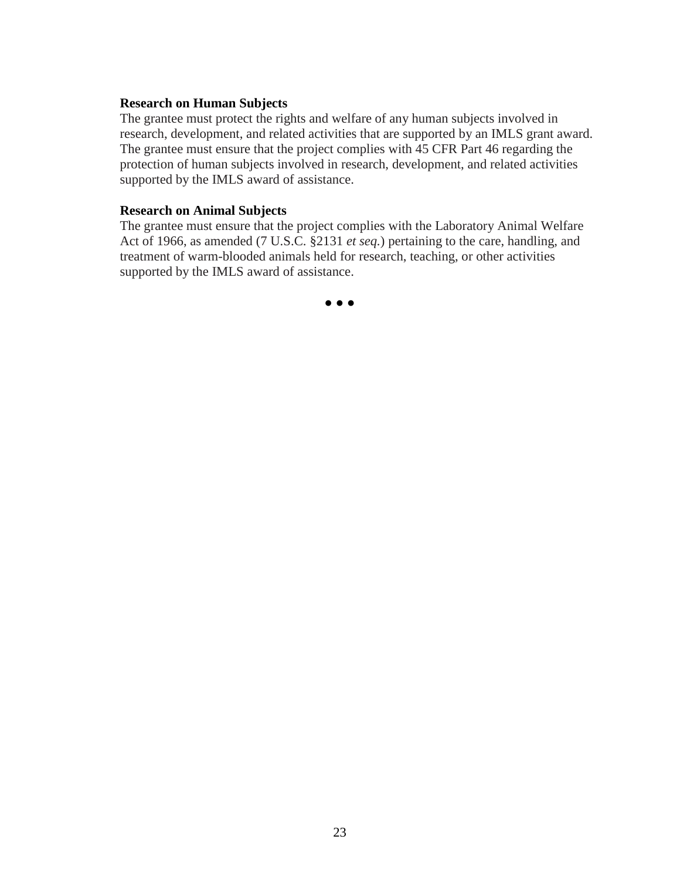**Research on Human Subjects**

The grantee must protect the rights and welfare of any human subjects involved in research, development, and related activities that are supported by an IMLS grant award. The grantee must ensure that the project complies with 45 CFR Part 46 regarding the protection of human subjects involved in research, development, and related activities supported by the IMLS award of assistance.

**Research on Animal Subjects**

The grantee must ensure that the project complies with the Laboratory Animal Welfare Act of 1966, as amended (7 U.S.C. §2131 *et seq.*) pertaining to the care, handling, and treatment of warm-blooded animals held for research, teaching, or other activities supported by the IMLS award of assistance.

• • •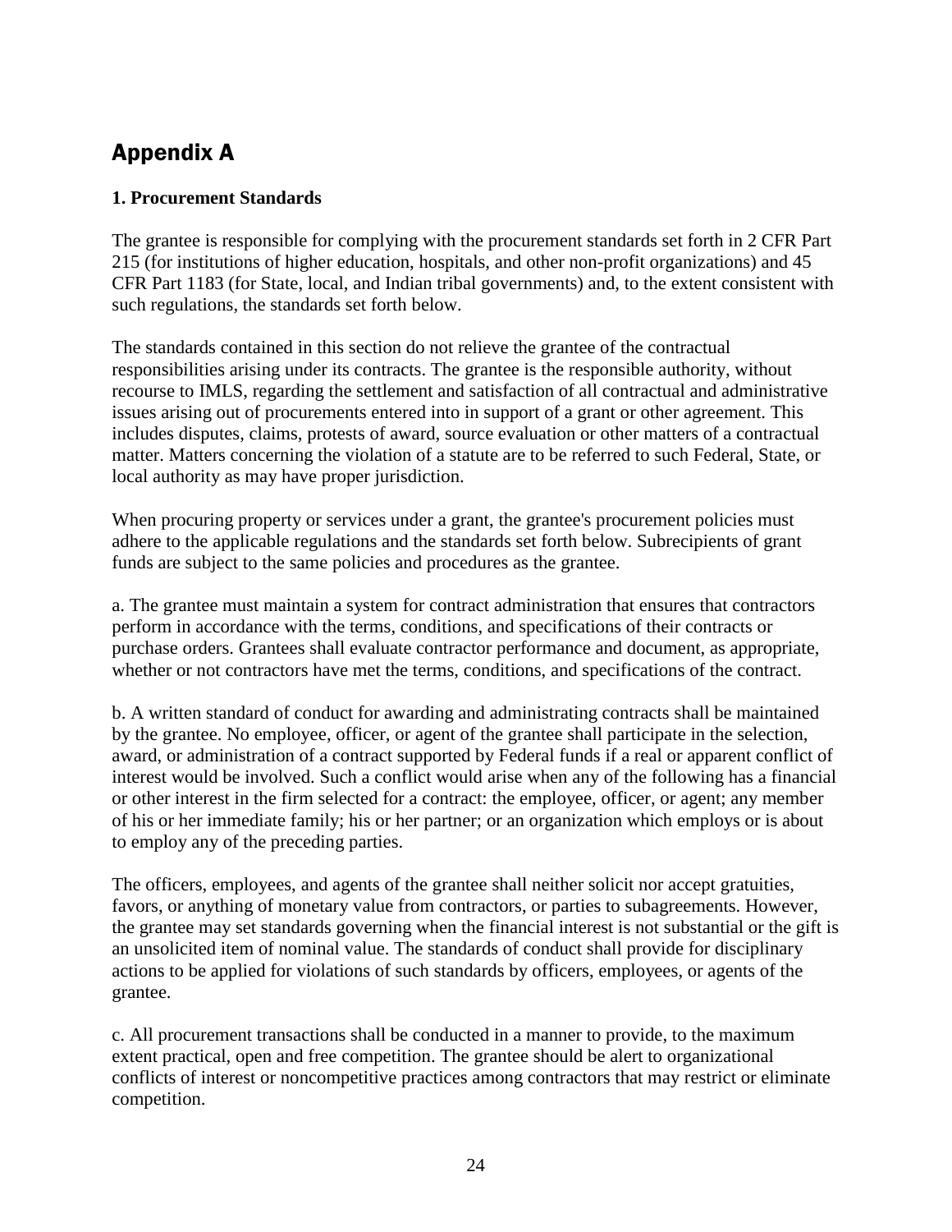# Appendix A

**1. Procurement Standards**

The grantee is responsible for complying with the procurement standards set forth in 2 CFR Part 215 (for institutions of higher education, hospitals, and other non-profit organizations) and 45 CFR Part 1183 (for State, local, and Indian tribal governments) and, to the extent consistent with such regulations, the standards set forth below.

The standards contained in this section do not relieve the grantee of the contractual responsibilities arising under its contracts. The grantee is the responsible authority, without recourse to IMLS, regarding the settlement and satisfaction of all contractual and administrative issues arising out of procurements entered into in support of a grant or other agreement. This includes disputes, claims, protests of award, source evaluation or other matters of a contractual matter. Matters concerning the violation of a statute are to be referred to such Federal, State, or local authority as may have proper jurisdiction.

When procuring property or services under a grant, the grantee's procurement policies must adhere to the applicable regulations and the standards set forth below. Subrecipients of grant funds are subject to the same policies and procedures as the grantee.

a. The grantee must maintain a system for contract administration that ensures that contractors perform in accordance with the terms, conditions, and specifications of their contracts or purchase orders. Grantees shall evaluate contractor performance and document, as appropriate, whether or not contractors have met the terms, conditions, and specifications of the contract.

b. A written standard of conduct for awarding and administrating contracts shall be maintained by the grantee. No employee, officer, or agent of the grantee shall participate in the selection, award, or administration of a contract supported by Federal funds if a real or apparent conflict of interest would be involved. Such a conflict would arise when any of the following has a financial or other interest in the firm selected for a contract: the employee, officer, or agent; any member of his or her immediate family; his or her partner; or an organization which employs or is about to employ any of the preceding parties.

The officers, employees, and agents of the grantee shall neither solicit nor accept gratuities, favors, or anything of monetary value from contractors, or parties to subagreements. However, the grantee may set standards governing when the financial interest is not substantial or the gift is an unsolicited item of nominal value. The standards of conduct shall provide for disciplinary actions to be applied for violations of such standards by officers, employees, or agents of the grantee.

c. All procurement transactions shall be conducted in a manner to provide, to the maximum extent practical, open and free competition. The grantee should be alert to organizational conflicts of interest or noncompetitive practices among contractors that may restrict or eliminate competition.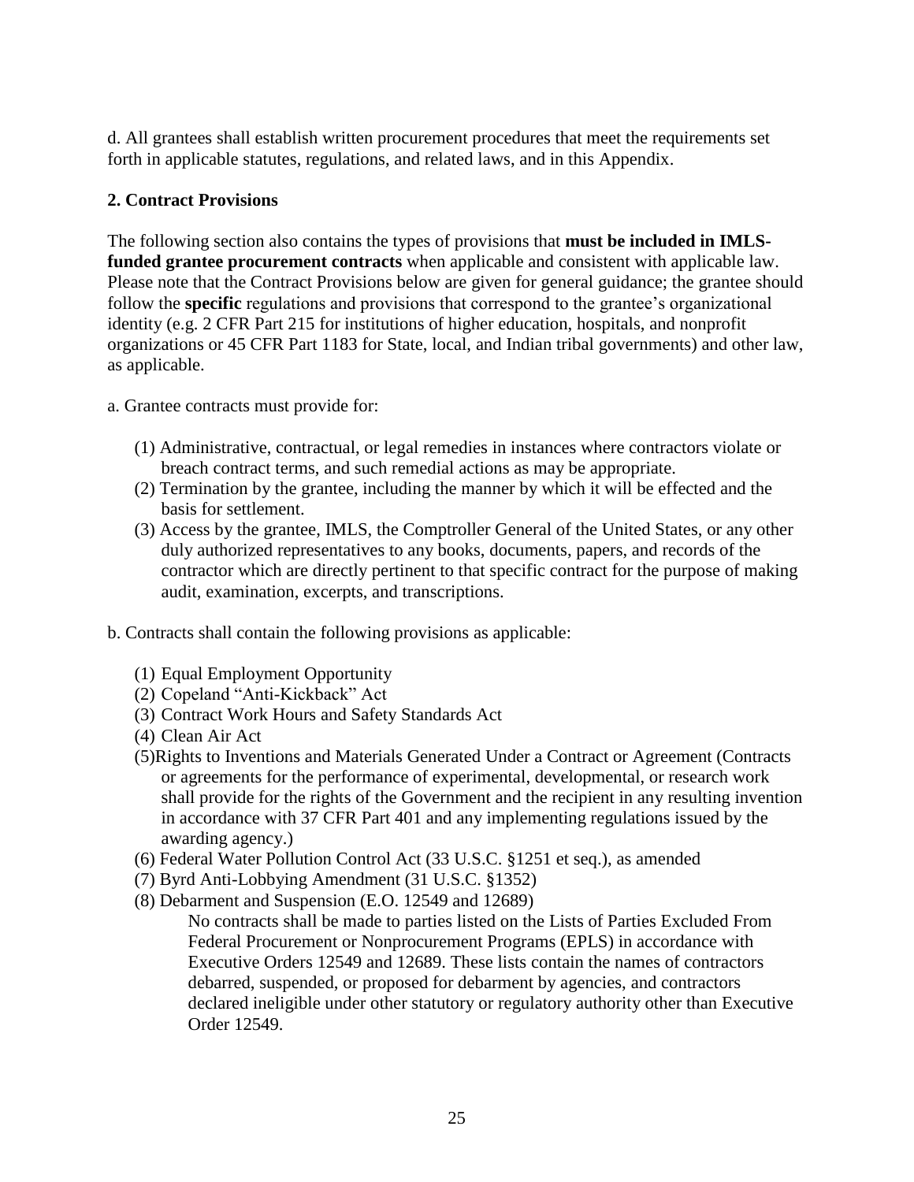d. All grantees shall establish written procurement procedures that meet the requirements set forth in applicable statutes, regulations, and related laws, and in this Appendix.

**2. Contract Provisions**

The following section also contains the types of provisions that **must be included in IMLS-funded grantee procurement contracts** when applicable and consistent with applicable law. Please note that the Contract Provisions below are given for general guidance; the grantee should follow the **specific** regulations and provisions that correspond to the grantee's organizational identity (e.g. 2 CFR Part 215 for institutions of higher education, hospitals, and nonprofit organizations or 45 CFR Part 1183 for State, local, and Indian tribal governments) and other law, as applicable.

a. Grantee contracts must provide for:

(1) Administrative, contractual, or legal remedies in instances where contractors violate or breach contract terms, and such remedial actions as may be appropriate.
(2) Termination by the grantee, including the manner by which it will be effected and the basis for settlement.
(3) Access by the grantee, IMLS, the Comptroller General of the United States, or any other duly authorized representatives to any books, documents, papers, and records of the contractor which are directly pertinent to that specific contract for the purpose of making audit, examination, excerpts, and transcriptions.

b. Contracts shall contain the following provisions as applicable:

(1) Equal Employment Opportunity
(2) Copeland "Anti-Kickback" Act
(3) Contract Work Hours and Safety Standards Act
(4) Clean Air Act
(5)Rights to Inventions and Materials Generated Under a Contract or Agreement (Contracts or agreements for the performance of experimental, developmental, or research work shall provide for the rights of the Government and the recipient in any resulting invention in accordance with 37 CFR Part 401 and any implementing regulations issued by the awarding agency.)
(6) Federal Water Pollution Control Act (33 U.S.C. §1251 et seq.), as amended
(7) Byrd Anti-Lobbying Amendment (31 U.S.C. §1352)
(8) Debarment and Suspension (E.O. 12549 and 12689)

No contracts shall be made to parties listed on the Lists of Parties Excluded From Federal Procurement or Nonprocurement Programs (EPLS) in accordance with Executive Orders 12549 and 12689. These lists contain the names of contractors debarred, suspended, or proposed for debarment by agencies, and contractors declared ineligible under other statutory or regulatory authority other than Executive Order 12549.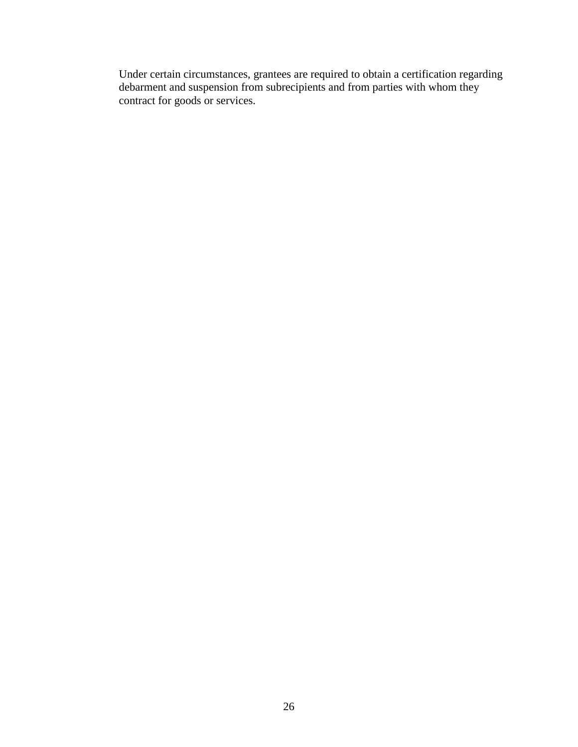Under certain circumstances, grantees are required to obtain a certification regarding debarment and suspension from subrecipients and from parties with whom they contract for goods or services.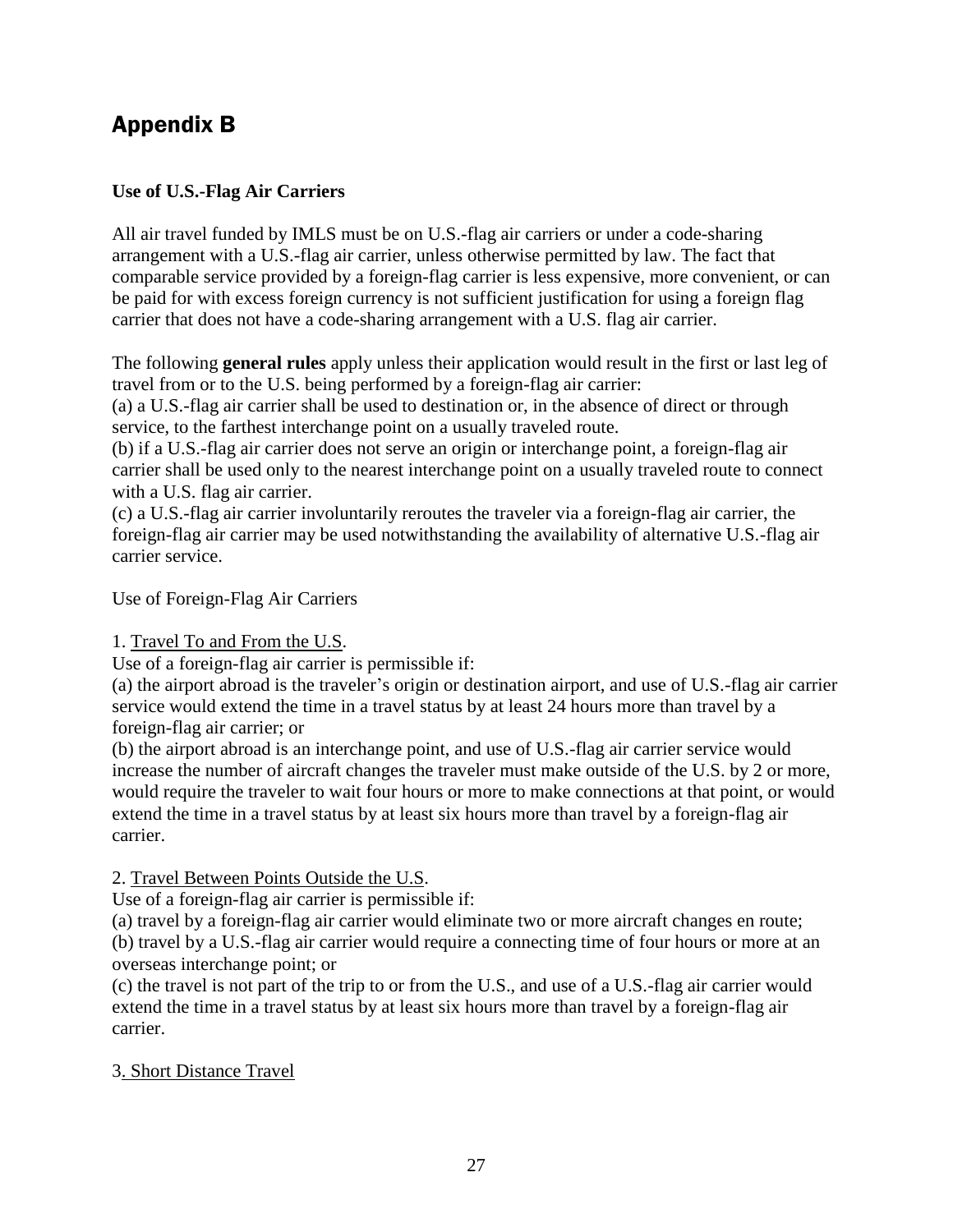## Appendix B

**Use of U.S.-Flag Air Carriers**

All air travel funded by IMLS must be on U.S.-flag air carriers or under a code-sharing arrangement with a U.S.-flag air carrier, unless otherwise permitted by law. The fact that comparable service provided by a foreign-flag carrier is less expensive, more convenient, or can be paid for with excess foreign currency is not sufficient justification for using a foreign flag carrier that does not have a code-sharing arrangement with a U.S. flag air carrier.

The following **general rules** apply unless their application would result in the first or last leg of travel from or to the U.S. being performed by a foreign-flag air carrier:
(a) a U.S.-flag air carrier shall be used to destination or, in the absence of direct or through service, to the farthest interchange point on a usually traveled route.
(b) if a U.S.-flag air carrier does not serve an origin or interchange point, a foreign-flag air carrier shall be used only to the nearest interchange point on a usually traveled route to connect with a U.S. flag air carrier.
(c) a U.S.-flag air carrier involuntarily reroutes the traveler via a foreign-flag air carrier, the foreign-flag air carrier may be used notwithstanding the availability of alternative U.S.-flag air carrier service.

Use of Foreign-Flag Air Carriers

1. Travel To and From the U.S.
Use of a foreign-flag air carrier is permissible if:
(a) the airport abroad is the traveler's origin or destination airport, and use of U.S.-flag air carrier service would extend the time in a travel status by at least 24 hours more than travel by a foreign-flag air carrier; or
(b) the airport abroad is an interchange point, and use of U.S.-flag air carrier service would increase the number of aircraft changes the traveler must make outside of the U.S. by 2 or more, would require the traveler to wait four hours or more to make connections at that point, or would extend the time in a travel status by at least six hours more than travel by a foreign-flag air carrier.

2. Travel Between Points Outside the U.S.
Use of a foreign-flag air carrier is permissible if:
(a) travel by a foreign-flag air carrier would eliminate two or more aircraft changes en route;
(b) travel by a U.S.-flag air carrier would require a connecting time of four hours or more at an overseas interchange point; or
(c) the travel is not part of the trip to or from the U.S., and use of a U.S.-flag air carrier would extend the time in a travel status by at least six hours more than travel by a foreign-flag air carrier.

3. Short Distance Travel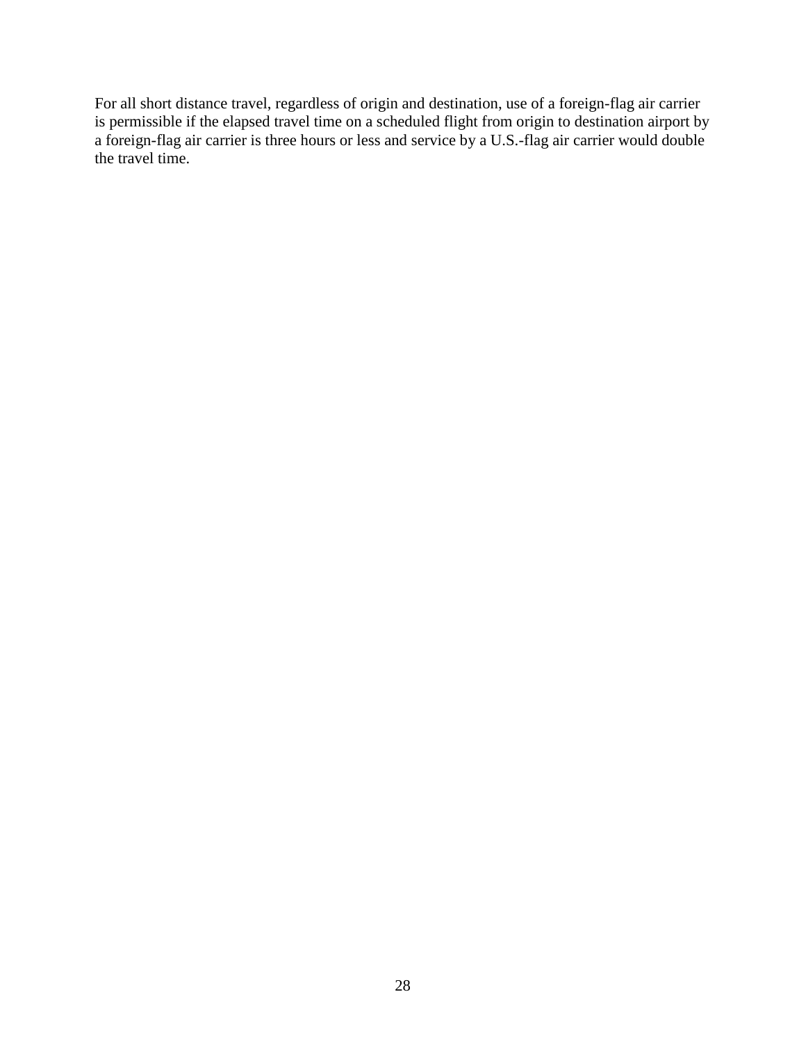For all short distance travel, regardless of origin and destination, use of a foreign-flag air carrier is permissible if the elapsed travel time on a scheduled flight from origin to destination airport by a foreign-flag air carrier is three hours or less and service by a U.S.-flag air carrier would double the travel time.